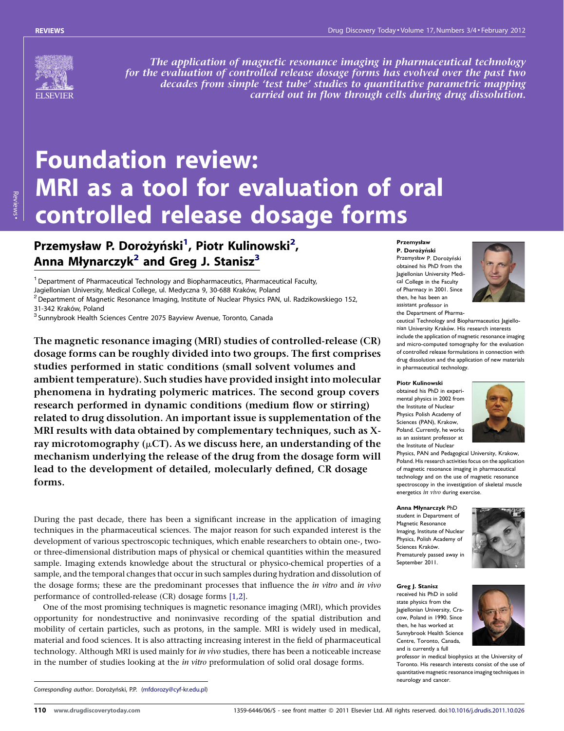*The application of magnetic resonance imaging in pharmaceutical technology for the evaluation of controlled release dosage forms has evolved over the past two decades from simple 'test tube' studies to quantitative parametric mapping carried out in flow through cells during drug dissolution.*

# Foundation review: MRI as a tool for evaluation of oral controlled release dosage forms

## Przemysław P. Dorożyński[1], Piotr Kulinowski[2], Anna Młynarczyk[2] and Greg J. Stanisz[3]

[1] Department of Pharmaceutical Technology and Biopharmaceutics, Pharmaceutical Faculty, Jagiellonian University, Medical College, ul. Medyczna 9, 30-688 Kraków, Poland

[2] Department of Magnetic Resonance Imaging, Institute of Nuclear Physics PAN, ul. Radzikowskiego 152, 31-342 Kraków, Poland

[3] Sunnybrook Health Sciences Centre 2075 Bayview Avenue, Toronto, Canada

**The magnetic resonance imaging (MRI) studies of controlled-release (CR) dosage forms can be roughly divided into two groups. The first comprises studies performed in static conditions (small solvent volumes and ambient temperature). Such studies have provided insight into molecular phenomena in hydrating polymeric matrices. The second group covers research performed in dynamic conditions (medium flow or stirring) related to drug dissolution. An important issue is supplementation of the MRI results with data obtained by complementary techniques, such as X-ray microtomography (μCT). As we discuss here, an understanding of the mechanism underlying the release of the drug from the dosage form will lead to the development of detailed, molecularly defined, CR dosage forms.**

During the past decade, there has been a significant increase in the application of imaging techniques in the pharmaceutical sciences. The major reason for such expanded interest is the development of various spectroscopic techniques, which enable researchers to obtain one-, two- or three-dimensional distribution maps of physical or chemical quantities within the measured sample. Imaging extends knowledge about the structural or physico-chemical properties of a sample, and the temporal changes that occur in such samples during hydration and dissolution of the dosage forms; these are the predominant processes that influence the *in vitro* and *in vivo* performance of controlled-release (CR) dosage forms [1,2].

One of the most promising techniques is magnetic resonance imaging (MRI), which provides opportunity for nondestructive and noninvasive recording of the spatial distribution and mobility of certain particles, such as protons, in the sample. MRI is widely used in medical, material and food sciences. It is also attracting increasing interest in the field of pharmaceutical technology. Although MRI is used mainly for *in vivo* studies, there has been a noticeable increase in the number of studies looking at the *in vitro* preformulation of solid oral dosage forms.

**Przemysław P. Dorożyński**
Przemysław P. Dorożyński obtained his PhD from the Jagiellonian University Medical College in the Faculty of Pharmacy in 2001. Since then, he has been an assistant professor in the Department of Pharmaceutical Technology and Biopharmaceutics Jagiellonian University Kraków. His research interests include the application of magnetic resonance imaging and micro-computed tomography for the evaluation of controlled release formulations in connection with drug dissolution and the application of new materials in pharmaceutical technology.

**Piotr Kulinowski**
obtained his PhD in experimental physics in 2002 from the Institute of Nuclear Physics Polish Academy of Sciences (PAN), Krakow, Poland. Currently, he works as an assistant professor at the Institute of Nuclear Physics, PAN and Pedagogical University, Krakow, Poland. His research activities focus on the application of magnetic resonance imaging in pharmaceutical technology and on the use of magnetic resonance spectroscopy in the investigation of skeletal muscle energetics *in vivo* during exercise.

**Anna Młynarczyk** PhD student in Department of Magnetic Resonance Imaging, Institute of Nuclear Physics, Polish Academy of Sciences Kraków. Prematurely passed away in September 2011.

**Greg J. Stanisz**
received his PhD in solid state physics from the Jagiellonian University, Cracow, Poland in 1990. Since then, he has worked at Sunnybrook Health Science Centre, Toronto, Canada, and is currently a full professor in medical biophysics at the University of Toronto. His research interests consist of the use of quantitative magnetic resonance imaging techniques in neurology and cancer.

Corresponding author:. Dorożyński, P.P. (mfdorozy@cyf-kr.edu.pl)

1359-6446/06/$ - see front matter © 2011 Elsevier Ltd. All rights reserved. doi:10.1016/j.drudis.2011.10.026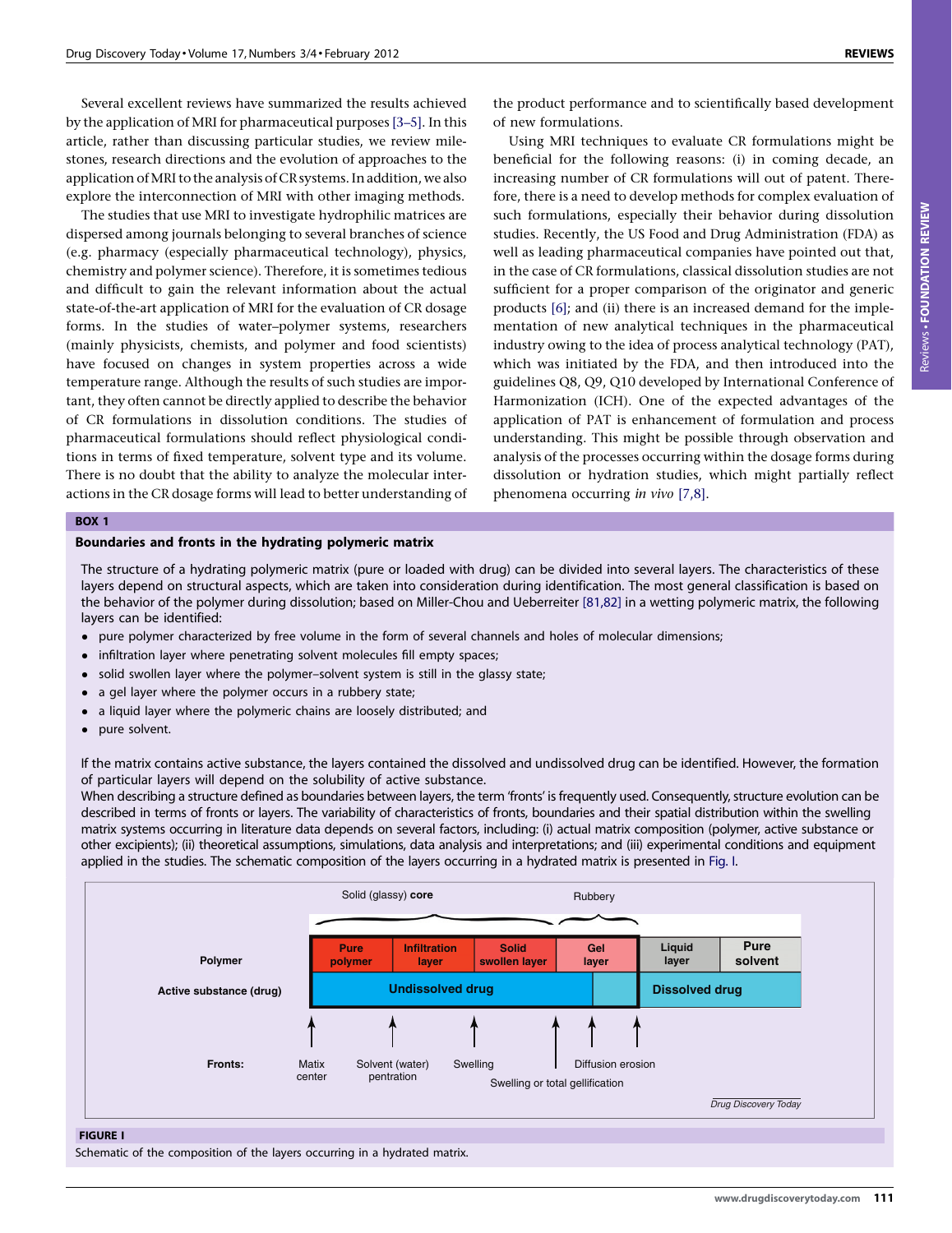Several excellent reviews have summarized the results achieved by the application of MRI for pharmaceutical purposes [3–5]. In this article, rather than discussing particular studies, we review milestones, research directions and the evolution of approaches to the application of MRI to the analysis of CR systems. In addition, we also explore the interconnection of MRI with other imaging methods.

The studies that use MRI to investigate hydrophilic matrices are dispersed among journals belonging to several branches of science (e.g. pharmacy (especially pharmaceutical technology), physics, chemistry and polymer science). Therefore, it is sometimes tedious and difficult to gain the relevant information about the actual state-of-the-art application of MRI for the evaluation of CR dosage forms. In the studies of water–polymer systems, researchers (mainly physicists, chemists, and polymer and food scientists) have focused on changes in system properties across a wide temperature range. Although the results of such studies are important, they often cannot be directly applied to describe the behavior of CR formulations in dissolution conditions. The studies of pharmaceutical formulations should reflect physiological conditions in terms of fixed temperature, solvent type and its volume. There is no doubt that the ability to analyze the molecular interactions in the CR dosage forms will lead to better understanding of the product performance and to scientifically based development of new formulations.

Using MRI techniques to evaluate CR formulations might be beneficial for the following reasons: (i) in coming decade, an increasing number of CR formulations will out of patent. Therefore, there is a need to develop methods for complex evaluation of such formulations, especially their behavior during dissolution studies. Recently, the US Food and Drug Administration (FDA) as well as leading pharmaceutical companies have pointed out that, in the case of CR formulations, classical dissolution studies are not sufficient for a proper comparison of the originator and generic products [6]; and (ii) there is an increased demand for the implementation of new analytical techniques in the pharmaceutical industry owing to the idea of process analytical technology (PAT), which was initiated by the FDA, and then introduced into the guidelines Q8, Q9, Q10 developed by International Conference of Harmonization (ICH). One of the expected advantages of the application of PAT is enhancement of formulation and process understanding. This might be possible through observation and analysis of the processes occurring within the dosage forms during dissolution or hydration studies, which might partially reflect phenomena occurring *in vivo* [7,8].

**BOX 1**

**Boundaries and fronts in the hydrating polymeric matrix**

The structure of a hydrating polymeric matrix (pure or loaded with drug) can be divided into several layers. The characteristics of these layers depend on structural aspects, which are taken into consideration during identification. The most general classification is based on the behavior of the polymer during dissolution; based on Miller-Chou and Ueberreiter [81,82] in a wetting polymeric matrix, the following layers can be identified:

- pure polymer characterized by free volume in the form of several channels and holes of molecular dimensions;
- infiltration layer where penetrating solvent molecules fill empty spaces;
- solid swollen layer where the polymer–solvent system is still in the glassy state;
- a gel layer where the polymer occurs in a rubbery state;
- a liquid layer where the polymeric chains are loosely distributed; and
- pure solvent.

If the matrix contains active substance, the layers contained the dissolved and undissolved drug can be identified. However, the formation of particular layers will depend on the solubility of active substance.

When describing a structure defined as boundaries between layers, the term 'fronts' is frequently used. Consequently, structure evolution can be described in terms of fronts or layers. The variability of characteristics of fronts, boundaries and their spatial distribution within the swelling matrix systems occurring in literature data depends on several factors, including: (i) actual matrix composition (polymer, active substance or other excipients); (ii) theoretical assumptions, simulations, data analysis and interpretations; and (iii) experimental conditions and equipment applied in the studies. The schematic composition of the layers occurring in a hydrated matrix is presented in Fig. I.

Solid (glassy) core
Rubbery
Polymer
Pure polymer
Infiltration layer
Solid swollen layer
Gel layer
Liquid layer
Pure solvent
Active substance (drug)
Undissolved drug
Dissolved drug
Fronts:
Matix center
Solvent (water) pentration
Swelling
Swelling or total gellification
Diffusion erosion
Drug Discovery Today

**FIGURE I**

Schematic of the composition of the layers occurring in a hydrated matrix.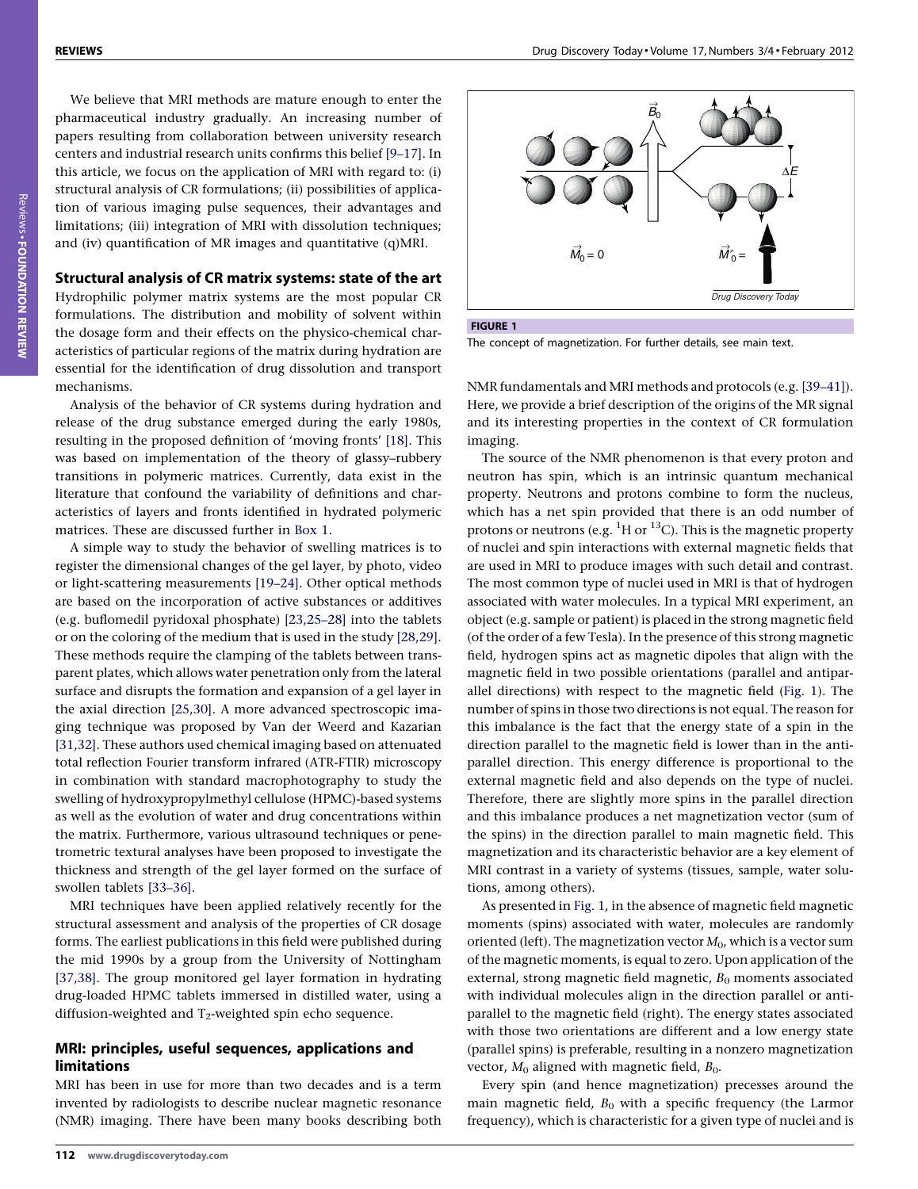We believe that MRI methods are mature enough to enter the pharmaceutical industry gradually. An increasing number of papers resulting from collaboration between university research centers and industrial research units confirms this belief [9–17]. In this article, we focus on the application of MRI with regard to: (i) structural analysis of CR formulations; (ii) possibilities of application of various imaging pulse sequences, their advantages and limitations; (iii) integration of MRI with dissolution techniques; and (iv) quantification of MR images and quantitative (q)MRI.

## Structural analysis of CR matrix systems: state of the art

Hydrophilic polymer matrix systems are the most popular CR formulations. The distribution and mobility of solvent within the dosage form and their effects on the physico-chemical characteristics of particular regions of the matrix during hydration are essential for the identification of drug dissolution and transport mechanisms.

Analysis of the behavior of CR systems during hydration and release of the drug substance emerged during the early 1980s, resulting in the proposed definition of 'moving fronts' [18]. This was based on implementation of the theory of glassy–rubbery transitions in polymeric matrices. Currently, data exist in the literature that confound the variability of definitions and characteristics of layers and fronts identified in hydrated polymeric matrices. These are discussed further in Box 1.

A simple way to study the behavior of swelling matrices is to register the dimensional changes of the gel layer, by photo, video or light-scattering measurements [19–24]. Other optical methods are based on the incorporation of active substances or additives (e.g. buflomedil pyridoxal phosphate) [23,25–28] into the tablets or on the coloring of the medium that is used in the study [28,29]. These methods require the clamping of the tablets between transparent plates, which allows water penetration only from the lateral surface and disrupts the formation and expansion of a gel layer in the axial direction [25,30]. A more advanced spectroscopic imaging technique was proposed by Van der Weerd and Kazarian [31,32]. These authors used chemical imaging based on attenuated total reflection Fourier transform infrared (ATR-FTIR) microscopy in combination with standard macrophotography to study the swelling of hydroxypropylmethyl cellulose (HPMC)-based systems as well as the evolution of water and drug concentrations within the matrix. Furthermore, various ultrasound techniques or penetrometric textural analyses have been proposed to investigate the thickness and strength of the gel layer formed on the surface of swollen tablets [33–36].

MRI techniques have been applied relatively recently for the structural assessment and analysis of the properties of CR dosage forms. The earliest publications in this field were published during the mid 1990s by a group from the University of Nottingham [37,38]. The group monitored gel layer formation in hydrating drug-loaded HPMC tablets immersed in distilled water, using a diffusion-weighted and $T_2$-weighted spin echo sequence.

## MRI: principles, useful sequences, applications and limitations

MRI has been in use for more than two decades and is a term invented by radiologists to describe nuclear magnetic resonance (NMR) imaging. There have been many books describing both NMR fundamentals and MRI methods and protocols (e.g. [39–41]). Here, we provide a brief description of the origins of the MR signal and its interesting properties in the context of CR formulation imaging.

**FIGURE 1**

The concept of magnetization. For further details, see main text.

The source of the NMR phenomenon is that every proton and neutron has spin, which is an intrinsic quantum mechanical property. Neutrons and protons combine to form the nucleus, which has a net spin provided that there is an odd number of protons or neutrons (e.g. $^{1}H$ or $^{13}C$). This is the magnetic property of nuclei and spin interactions with external magnetic fields that are used in MRI to produce images with such detail and contrast. The most common type of nuclei used in MRI is that of hydrogen associated with water molecules. In a typical MRI experiment, an object (e.g. sample or patient) is placed in the strong magnetic field (of the order of a few Tesla). In the presence of this strong magnetic field, hydrogen spins act as magnetic dipoles that align with the magnetic field in two possible orientations (parallel and antiparallel directions) with respect to the magnetic field (Fig. 1). The number of spins in those two directions is not equal. The reason for this imbalance is the fact that the energy state of a spin in the direction parallel to the magnetic field is lower than in the antiparallel direction. This energy difference is proportional to the external magnetic field and also depends on the type of nuclei. Therefore, there are slightly more spins in the parallel direction and this imbalance produces a net magnetization vector (sum of the spins) in the direction parallel to main magnetic field. This magnetization and its characteristic behavior are a key element of MRI contrast in a variety of systems (tissues, sample, water solutions, among others).

As presented in Fig. 1, in the absence of magnetic field magnetic moments (spins) associated with water, molecules are randomly oriented (left). The magnetization vector $M_0$, which is a vector sum of the magnetic moments, is equal to zero. Upon application of the external, strong magnetic field magnetic, $B_0$ moments associated with individual molecules align in the direction parallel or antiparallel to the magnetic field (right). The energy states associated with those two orientations are different and a low energy state (parallel spins) is preferable, resulting in a nonzero magnetization vector, $M_0$ aligned with magnetic field, $B_0$.

Every spin (and hence magnetization) precesses around the main magnetic field, $B_0$ with a specific frequency (the Larmor frequency), which is characteristic for a given type of nuclei and is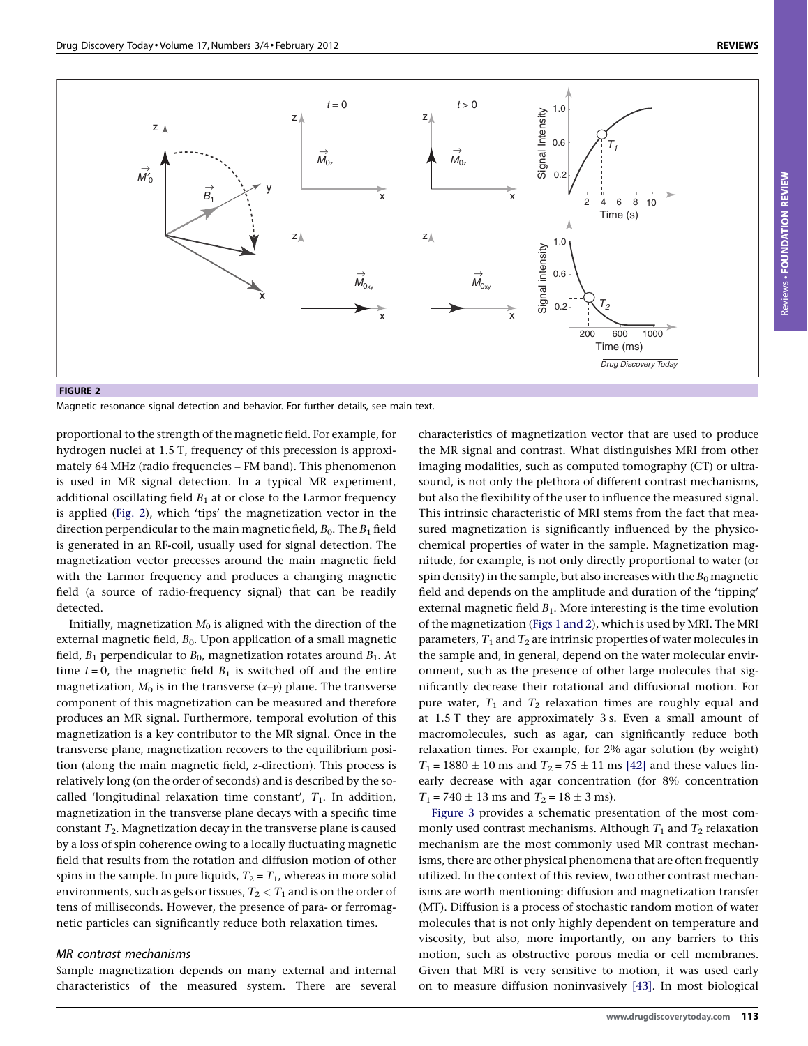**FIGURE 2**

Magnetic resonance signal detection and behavior. For further details, see main text.

proportional to the strength of the magnetic field. For example, for hydrogen nuclei at 1.5 T, frequency of this precession is approximately 64 MHz (radio frequencies – FM band). This phenomenon is used in MR signal detection. In a typical MR experiment, additional oscillating field $B_1$ at or close to the Larmor frequency is applied (Fig. 2), which 'tips' the magnetization vector in the direction perpendicular to the main magnetic field, $B_0$. The $B_1$ field is generated in an RF-coil, usually used for signal detection. The magnetization vector precesses around the main magnetic field with the Larmor frequency and produces a changing magnetic field (a source of radio-frequency signal) that can be readily detected.

Initially, magnetization $M_0$ is aligned with the direction of the external magnetic field, $B_0$. Upon application of a small magnetic field, $B_1$ perpendicular to $B_0$, magnetization rotates around $B_1$. At time $t = 0$, the magnetic field $B_1$ is switched off and the entire magnetization, $M_0$ is in the transverse ($x$–$y$) plane. The transverse component of this magnetization can be measured and therefore produces an MR signal. Furthermore, temporal evolution of this magnetization is a key contributor to the MR signal. Once in the transverse plane, magnetization recovers to the equilibrium position (along the main magnetic field, $z$-direction). This process is relatively long (on the order of seconds) and is described by the so-called 'longitudinal relaxation time constant', $T_1$. In addition, magnetization in the transverse plane decays with a specific time constant $T_2$. Magnetization decay in the transverse plane is caused by a loss of spin coherence owing to a locally fluctuating magnetic field that results from the rotation and diffusion motion of other spins in the sample. In pure liquids, $T_2 = T_1$, whereas in more solid environments, such as gels or tissues, $T_2 < T_1$ and is on the order of tens of milliseconds. However, the presence of para- or ferromagnetic particles can significantly reduce both relaxation times.

### *MR contrast mechanisms*

Sample magnetization depends on many external and internal characteristics of the measured system. There are several characteristics of magnetization vector that are used to produce the MR signal and contrast. What distinguishes MRI from other imaging modalities, such as computed tomography (CT) or ultrasound, is not only the plethora of different contrast mechanisms, but also the flexibility of the user to influence the measured signal. This intrinsic characteristic of MRI stems from the fact that measured magnetization is significantly influenced by the physicochemical properties of water in the sample. Magnetization magnitude, for example, is not only directly proportional to water (or spin density) in the sample, but also increases with the $B_0$ magnetic field and depends on the amplitude and duration of the 'tipping' external magnetic field $B_1$. More interesting is the time evolution of the magnetization (Figs 1 and 2), which is used by MRI. The MRI parameters, $T_1$ and $T_2$ are intrinsic properties of water molecules in the sample and, in general, depend on the water molecular environment, such as the presence of other large molecules that significantly decrease their rotational and diffusional motion. For pure water, $T_1$ and $T_2$ relaxation times are roughly equal and at 1.5 T they are approximately 3 s. Even a small amount of macromolecules, such as agar, can significantly reduce both relaxation times. For example, for 2% agar solution (by weight) $T_1 = 1880 \pm 10$ ms and $T_2 = 75 \pm 11$ ms [42] and these values linearly decrease with agar concentration (for 8% concentration $T_1 = 740 \pm 13$ ms and $T_2 = 18 \pm 3$ ms).

Figure 3 provides a schematic presentation of the most commonly used contrast mechanisms. Although $T_1$ and $T_2$ relaxation mechanism are the most commonly used MR contrast mechanisms, there are other physical phenomena that are often frequently utilized. In the context of this review, two other contrast mechanisms are worth mentioning: diffusion and magnetization transfer (MT). Diffusion is a process of stochastic random motion of water molecules that is not only highly dependent on temperature and viscosity, but also, more importantly, on any barriers to this motion, such as obstructive porous media or cell membranes. Given that MRI is very sensitive to motion, it was used early on to measure diffusion noninvasively [43]. In most biological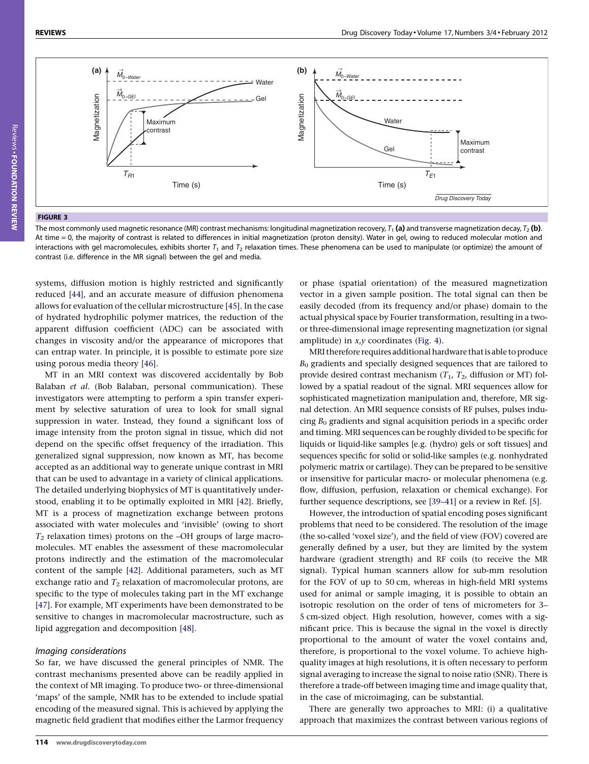**FIGURE 3**

The most commonly used magnetic resonance (MR) contrast mechanisms: longitudinal magnetization recovery, $T_1$ **(a)** and transverse magnetization decay, $T_2$ **(b)**. At time = 0, the majority of contrast is related to differences in initial magnetization (proton density). Water in gel, owing to reduced molecular motion and interactions with gel macromolecules, exhibits shorter $T_1$ and $T_2$ relaxation times. These phenomena can be used to manipulate (or optimize) the amount of contrast (i.e. difference in the MR signal) between the gel and media.

systems, diffusion motion is highly restricted and significantly reduced [44], and an accurate measure of diffusion phenomena allows for evaluation of the cellular microstructure [45]. In the case of hydrated hydrophilic polymer matrices, the reduction of the apparent diffusion coefficient (ADC) can be associated with changes in viscosity and/or the appearance of micropores that can entrap water. In principle, it is possible to estimate pore size using porous media theory [46].

MT in an MRI context was discovered accidentally by Bob Balaban *et al*. (Bob Balaban, personal communication). These investigators were attempting to perform a spin transfer experiment by selective saturation of urea to look for small signal suppression in water. Instead, they found a significant loss of image intensity from the proton signal in tissue, which did not depend on the specific offset frequency of the irradiation. This generalized signal suppression, now known as MT, has become accepted as an additional way to generate unique contrast in MRI that can be used to advantage in a variety of clinical applications. The detailed underlying biophysics of MT is quantitatively understood, enabling it to be optimally exploited in MRI [42]. Briefly, MT is a process of magnetization exchange between protons associated with water molecules and 'invisible' (owing to short $T_2$ relaxation times) protons on the –OH groups of large macromolecules. MT enables the assessment of these macromolecular protons indirectly and the estimation of the macromolecular content of the sample [42]. Additional parameters, such as MT exchange ratio and $T_2$ relaxation of macromolecular protons, are specific to the type of molecules taking part in the MT exchange [47]. For example, MT experiments have been demonstrated to be sensitive to changes in macromolecular macrostructure, such as lipid aggregation and decomposition [48].

### *Imaging considerations*

So far, we have discussed the general principles of NMR. The contrast mechanisms presented above can be readily applied in the context of MR imaging. To produce two- or three-dimensional 'maps' of the sample, NMR has to be extended to include spatial encoding of the measured signal. This is achieved by applying the magnetic field gradient that modifies either the Larmor frequency or phase (spatial orientation) of the measured magnetization vector in a given sample position. The total signal can then be easily decoded (from its frequency and/or phase) domain to the actual physical space by Fourier transformation, resulting in a two- or three-dimensional image representing magnetization (or signal amplitude) in *x*,*y* coordinates (Fig. 4).

MRI therefore requires additional hardware that is able to produce $B_0$ gradients and specially designed sequences that are tailored to provide desired contrast mechanism ($T_1$, $T_2$, diffusion or MT) followed by a spatial readout of the signal. MRI sequences allow for sophisticated magnetization manipulation and, therefore, MR signal detection. An MRI sequence consists of RF pulses, pulses inducing $B_0$ gradients and signal acquisition periods in a specific order and timing. MRI sequences can be roughly divided to be specific for liquids or liquid-like samples [e.g. (hydro) gels or soft tissues] and sequences specific for solid or solid-like samples (e.g. nonhydrated polymeric matrix or cartilage). They can be prepared to be sensitive or insensitive for particular macro- or molecular phenomena (e.g. flow, diffusion, perfusion, relaxation or chemical exchange). For further sequence descriptions, see [39–41] or a review in Ref. [5].

However, the introduction of spatial encoding poses significant problems that need to be considered. The resolution of the image (the so-called 'voxel size'), and the field of view (FOV) covered are generally defined by a user, but they are limited by the system hardware (gradient strength) and RF coils (to receive the MR signal). Typical human scanners allow for sub-mm resolution for the FOV of up to 50 cm, whereas in high-field MRI systems used for animal or sample imaging, it is possible to obtain an isotropic resolution on the order of tens of micrometers for 3–5 cm-sized object. High resolution, however, comes with a significant price. This is because the signal in the voxel is directly proportional to the amount of water the voxel contains and, therefore, is proportional to the voxel volume. To achieve high-quality images at high resolutions, it is often necessary to perform signal averaging to increase the signal to noise ratio (SNR). There is therefore a trade-off between imaging time and image quality that, in the case of microimaging, can be substantial.

There are generally two approaches to MRI: (i) a qualitative approach that maximizes the contrast between various regions of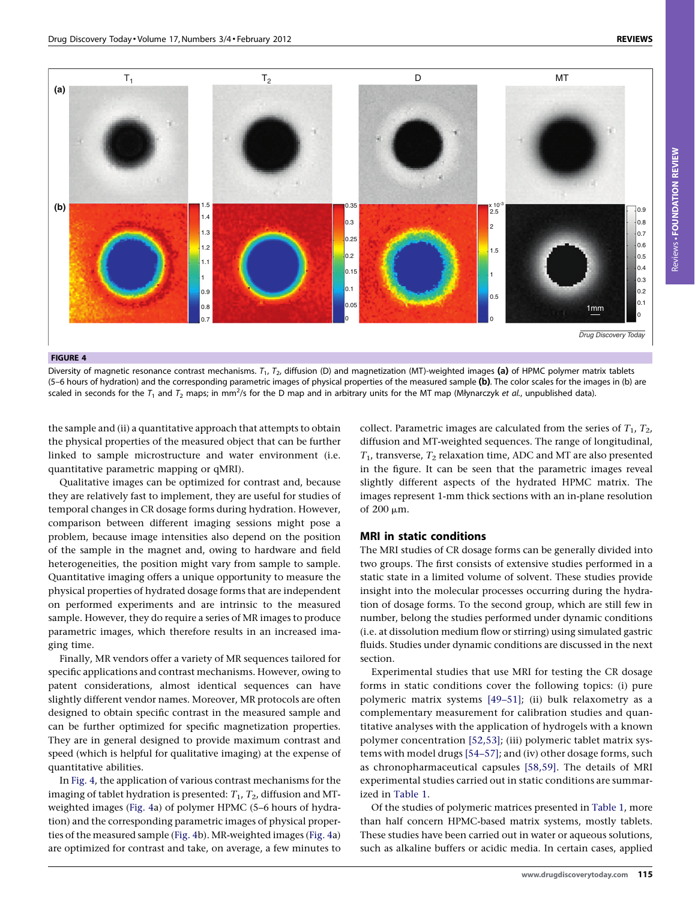**FIGURE 4**

Diversity of magnetic resonance contrast mechanisms. $T_1$, $T_2$, diffusion (D) and magnetization (MT)-weighted images **(a)** of HPMC polymer matrix tablets (5–6 hours of hydration) and the corresponding parametric images of physical properties of the measured sample **(b)**. The color scales for the images in (b) are scaled in seconds for the $T_1$ and $T_2$ maps; in mm$^2$/s for the D map and in arbitrary units for the MT map (Młynarczyk *et al.*, unpublished data).

the sample and (ii) a quantitative approach that attempts to obtain the physical properties of the measured object that can be further linked to sample microstructure and water environment (i.e. quantitative parametric mapping or qMRI).

Qualitative images can be optimized for contrast and, because they are relatively fast to implement, they are useful for studies of temporal changes in CR dosage forms during hydration. However, comparison between different imaging sessions might pose a problem, because image intensities also depend on the position of the sample in the magnet and, owing to hardware and field heterogeneities, the position might vary from sample to sample. Quantitative imaging offers a unique opportunity to measure the physical properties of hydrated dosage forms that are independent on performed experiments and are intrinsic to the measured sample. However, they do require a series of MR images to produce parametric images, which therefore results in an increased imaging time.

Finally, MR vendors offer a variety of MR sequences tailored for specific applications and contrast mechanisms. However, owing to patent considerations, almost identical sequences can have slightly different vendor names. Moreover, MR protocols are often designed to obtain specific contrast in the measured sample and can be further optimized for specific magnetization properties. They are in general designed to provide maximum contrast and speed (which is helpful for qualitative imaging) at the expense of quantitative abilities.

In Fig. 4, the application of various contrast mechanisms for the imaging of tablet hydration is presented: $T_1$, $T_2$, diffusion and MT-weighted images (Fig. 4a) of polymer HPMC (5–6 hours of hydration) and the corresponding parametric images of physical properties of the measured sample (Fig. 4b). MR-weighted images (Fig. 4a) are optimized for contrast and take, on average, a few minutes to collect. Parametric images are calculated from the series of $T_1$, $T_2$, diffusion and MT-weighted sequences. The range of longitudinal, $T_1$, transverse, $T_2$ relaxation time, ADC and MT are also presented in the figure. It can be seen that the parametric images reveal slightly different aspects of the hydrated HPMC matrix. The images represent 1-mm thick sections with an in-plane resolution of 200 μm.

## MRI in static conditions

The MRI studies of CR dosage forms can be generally divided into two groups. The first consists of extensive studies performed in a static state in a limited volume of solvent. These studies provide insight into the molecular processes occurring during the hydration of dosage forms. To the second group, which are still few in number, belong the studies performed under dynamic conditions (i.e. at dissolution medium flow or stirring) using simulated gastric fluids. Studies under dynamic conditions are discussed in the next section.

Experimental studies that use MRI for testing the CR dosage forms in static conditions cover the following topics: (i) pure polymeric matrix systems [49–51]; (ii) bulk relaxometry as a complementary measurement for calibration studies and quantitative analyses with the application of hydrogels with a known polymer concentration [52,53]; (iii) polymeric tablet matrix systems with model drugs [54–57]; and (iv) other dosage forms, such as chronopharmaceutical capsules [58,59]. The details of MRI experimental studies carried out in static conditions are summarized in Table 1.

Of the studies of polymeric matrices presented in Table 1, more than half concern HPMC-based matrix systems, mostly tablets. These studies have been carried out in water or aqueous solutions, such as alkaline buffers or acidic media. In certain cases, applied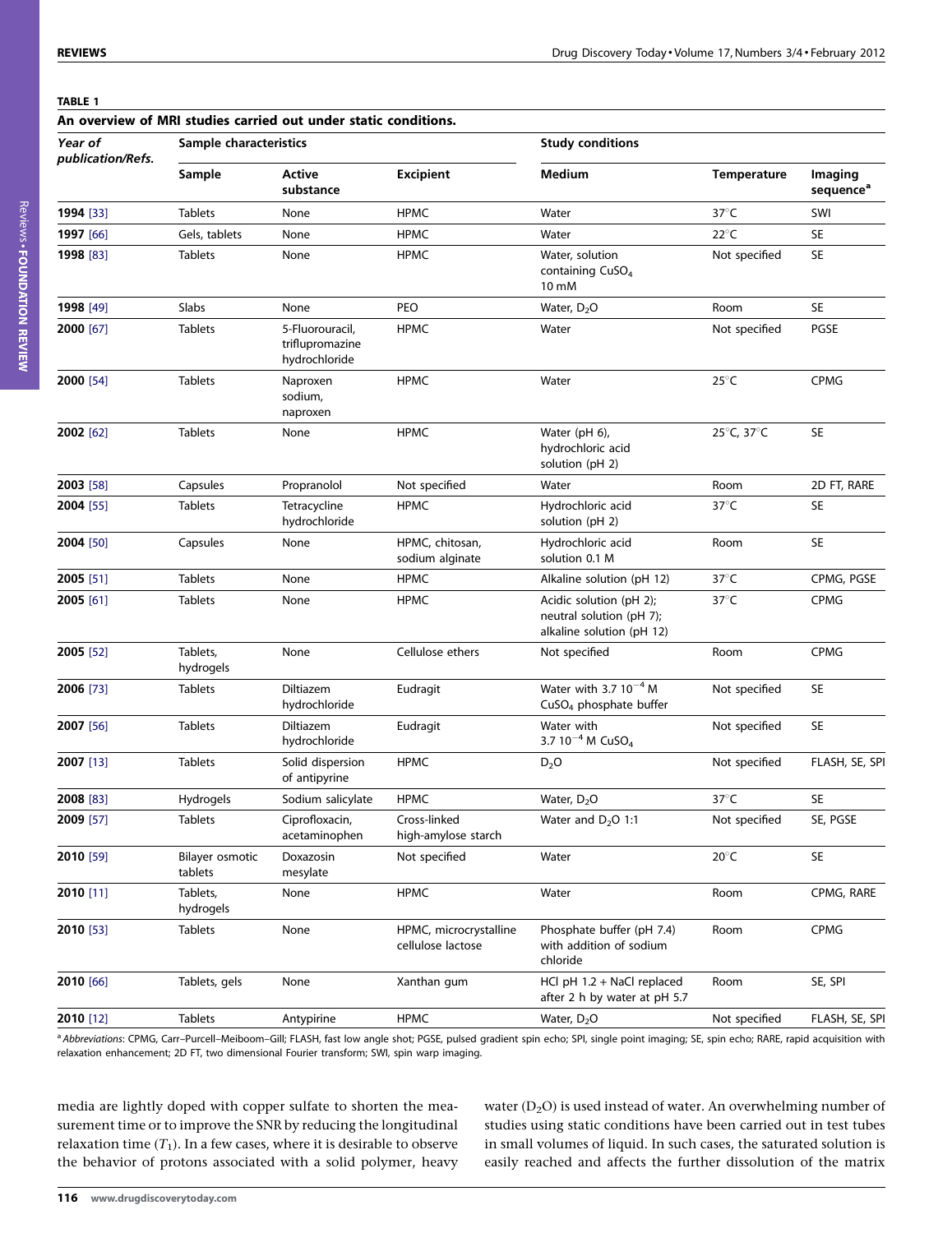**TABLE 1**

**An overview of MRI studies carried out under static conditions.**

| Year of publication/Refs. | Sample characteristics | | | Study conditions | | |
|---|---|---|---|---|---|---|
| | Sample | Active substance | Excipient | Medium | Temperature | Imaging sequence[a] |
| **1994** [33] | Tablets | None | HPMC | Water | 37°C | SWI |
| **1997** [66] | Gels, tablets | None | HPMC | Water | 22°C | SE |
| **1998** [83] | Tablets | None | HPMC | Water, solution containing $CuSO_4$ 10 mM | Not specified | SE |
| **1998** [49] | Slabs | None | PEO | Water, $D_2O$ | Room | SE |
| **2000** [67] | Tablets | 5-Fluorouracil, triflupromazine hydrochloride | HPMC | Water | Not specified | PGSE |
| **2000** [54] | Tablets | Naproxen sodium, naproxen | HPMC | Water | 25°C | CPMG |
| **2002** [62] | Tablets | None | HPMC | Water (pH 6), hydrochloric acid solution (pH 2) | 25°C, 37°C | SE |
| **2003** [58] | Capsules | Propranolol | Not specified | Water | Room | 2D FT, RARE |
| **2004** [55] | Tablets | Tetracycline hydrochloride | HPMC | Hydrochloric acid solution (pH 2) | 37°C | SE |
| **2004** [50] | Capsules | None | HPMC, chitosan, sodium alginate | Hydrochloric acid solution 0.1 M | Room | SE |
| **2005** [51] | Tablets | None | HPMC | Alkaline solution (pH 12) | 37°C | CPMG, PGSE |
| **2005** [61] | Tablets | None | HPMC | Acidic solution (pH 2); neutral solution (pH 7); alkaline solution (pH 12) | 37°C | CPMG |
| **2005** [52] | Tablets, hydrogels | None | Cellulose ethers | Not specified | Room | CPMG |
| **2006** [73] | Tablets | Diltiazem hydrochloride | Eudragit | Water with $3.7\ 10^{-4}$ M $CuSO_4$ phosphate buffer | Not specified | SE |
| **2007** [56] | Tablets | Diltiazem hydrochloride | Eudragit | Water with $3.7\ 10^{-4}$ M $CuSO_4$ | Not specified | SE |
| **2007** [13] | Tablets | Solid dispersion of antipyrine | HPMC | $D_2O$ | Not specified | FLASH, SE, SPI |
| **2008** [83] | Hydrogels | Sodium salicylate | HPMC | Water, $D_2O$ | 37°C | SE |
| **2009** [57] | Tablets | Ciprofloxacin, acetaminophen | Cross-linked high-amylose starch | Water and $D_2O$ 1:1 | Not specified | SE, PGSE |
| **2010** [59] | Bilayer osmotic tablets | Doxazosin mesylate | Not specified | Water | 20°C | SE |
| **2010** [11] | Tablets, hydrogels | None | HPMC | Water | Room | CPMG, RARE |
| **2010** [53] | Tablets | None | HPMC, microcrystalline cellulose lactose | Phosphate buffer (pH 7.4) with addition of sodium chloride | Room | CPMG |
| **2010** [66] | Tablets, gels | None | Xanthan gum | HCl pH 1.2 + NaCl replaced after 2 h by water at pH 5.7 | Room | SE, SPI |
| **2010** [12] | Tablets | Antypirine | HPMC | Water, $D_2O$ | Not specified | FLASH, SE, SPI |

[a] *Abbreviations*: CPMG, Carr–Purcell–Meiboom–Gill; FLASH, fast low angle shot; PGSE, pulsed gradient spin echo; SPI, single point imaging; SE, spin echo; RARE, rapid acquisition with relaxation enhancement; 2D FT, two dimensional Fourier transform; SWI, spin warp imaging.

media are lightly doped with copper sulfate to shorten the measurement time or to improve the SNR by reducing the longitudinal relaxation time ($T_1$). In a few cases, where it is desirable to observe the behavior of protons associated with a solid polymer, heavy water ($D_2O$) is used instead of water. An overwhelming number of studies using static conditions have been carried out in test tubes in small volumes of liquid. In such cases, the saturated solution is easily reached and affects the further dissolution of the matrix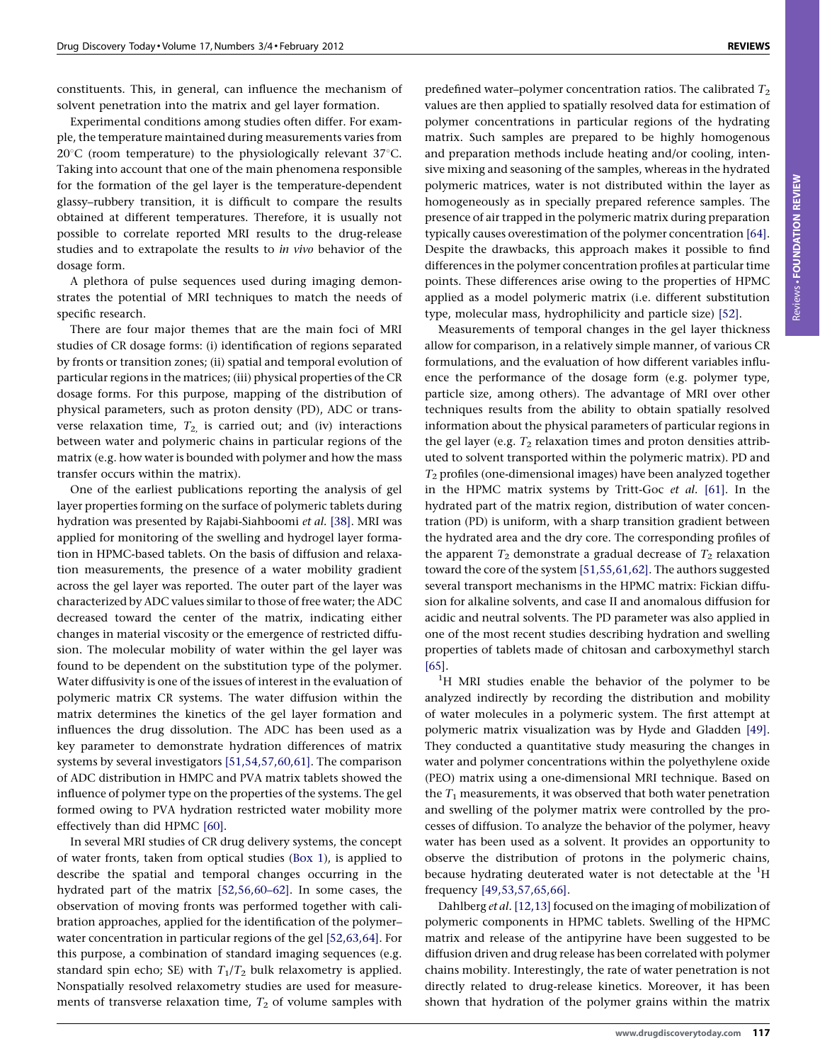constituents. This, in general, can influence the mechanism of solvent penetration into the matrix and gel layer formation.

Experimental conditions among studies often differ. For example, the temperature maintained during measurements varies from 20°C (room temperature) to the physiologically relevant 37°C. Taking into account that one of the main phenomena responsible for the formation of the gel layer is the temperature-dependent glassy–rubbery transition, it is difficult to compare the results obtained at different temperatures. Therefore, it is usually not possible to correlate reported MRI results to the drug-release studies and to extrapolate the results to *in vivo* behavior of the dosage form.

A plethora of pulse sequences used during imaging demonstrates the potential of MRI techniques to match the needs of specific research.

There are four major themes that are the main foci of MRI studies of CR dosage forms: (i) identification of regions separated by fronts or transition zones; (ii) spatial and temporal evolution of particular regions in the matrices; (iii) physical properties of the CR dosage forms. For this purpose, mapping of the distribution of physical parameters, such as proton density (PD), ADC or transverse relaxation time, $T_2$, is carried out; and (iv) interactions between water and polymeric chains in particular regions of the matrix (e.g. how water is bounded with polymer and how the mass transfer occurs within the matrix).

One of the earliest publications reporting the analysis of gel layer properties forming on the surface of polymeric tablets during hydration was presented by Rajabi-Siahboomi *et al.* [38]. MRI was applied for monitoring of the swelling and hydrogel layer formation in HPMC-based tablets. On the basis of diffusion and relaxation measurements, the presence of a water mobility gradient across the gel layer was reported. The outer part of the layer was characterized by ADC values similar to those of free water; the ADC decreased toward the center of the matrix, indicating either changes in material viscosity or the emergence of restricted diffusion. The molecular mobility of water within the gel layer was found to be dependent on the substitution type of the polymer. Water diffusivity is one of the issues of interest in the evaluation of polymeric matrix CR systems. The water diffusion within the matrix determines the kinetics of the gel layer formation and influences the drug dissolution. The ADC has been used as a key parameter to demonstrate hydration differences of matrix systems by several investigators [51,54,57,60,61]. The comparison of ADC distribution in HMPC and PVA matrix tablets showed the influence of polymer type on the properties of the systems. The gel formed owing to PVA hydration restricted water mobility more effectively than did HPMC [60].

In several MRI studies of CR drug delivery systems, the concept of water fronts, taken from optical studies (Box 1), is applied to describe the spatial and temporal changes occurring in the hydrated part of the matrix [52,56,60–62]. In some cases, the observation of moving fronts was performed together with calibration approaches, applied for the identification of the polymer–water concentration in particular regions of the gel [52,63,64]. For this purpose, a combination of standard imaging sequences (e.g. standard spin echo; SE) with $T_1$/$T_2$ bulk relaxometry is applied. Nonspatially resolved relaxometry studies are used for measurements of transverse relaxation time, $T_2$ of volume samples with predefined water–polymer concentration ratios. The calibrated $T_2$ values are then applied to spatially resolved data for estimation of polymer concentrations in particular regions of the hydrating matrix. Such samples are prepared to be highly homogenous and preparation methods include heating and/or cooling, intensive mixing and seasoning of the samples, whereas in the hydrated polymeric matrices, water is not distributed within the layer as homogeneously as in specially prepared reference samples. The presence of air trapped in the polymeric matrix during preparation typically causes overestimation of the polymer concentration [64]. Despite the drawbacks, this approach makes it possible to find differences in the polymer concentration profiles at particular time points. These differences arise owing to the properties of HPMC applied as a model polymeric matrix (i.e. different substitution type, molecular mass, hydrophilicity and particle size) [52].

Measurements of temporal changes in the gel layer thickness allow for comparison, in a relatively simple manner, of various CR formulations, and the evaluation of how different variables influence the performance of the dosage form (e.g. polymer type, particle size, among others). The advantage of MRI over other techniques results from the ability to obtain spatially resolved information about the physical parameters of particular regions in the gel layer (e.g. $T_2$ relaxation times and proton densities attributed to solvent transported within the polymeric matrix). PD and $T_2$ profiles (one-dimensional images) have been analyzed together in the HPMC matrix systems by Tritt-Goc *et al.* [61]. In the hydrated part of the matrix region, distribution of water concentration (PD) is uniform, with a sharp transition gradient between the hydrated area and the dry core. The corresponding profiles of the apparent $T_2$ demonstrate a gradual decrease of $T_2$ relaxation toward the core of the system [51,55,61,62]. The authors suggested several transport mechanisms in the HPMC matrix: Fickian diffusion for alkaline solvents, and case II and anomalous diffusion for acidic and neutral solvents. The PD parameter was also applied in one of the most recent studies describing hydration and swelling properties of tablets made of chitosan and carboxymethyl starch [65].

$^1$H MRI studies enable the behavior of the polymer to be analyzed indirectly by recording the distribution and mobility of water molecules in a polymeric system. The first attempt at polymeric matrix visualization was by Hyde and Gladden [49]. They conducted a quantitative study measuring the changes in water and polymer concentrations within the polyethylene oxide (PEO) matrix using a one-dimensional MRI technique. Based on the $T_1$ measurements, it was observed that both water penetration and swelling of the polymer matrix were controlled by the processes of diffusion. To analyze the behavior of the polymer, heavy water has been used as a solvent. It provides an opportunity to observe the distribution of protons in the polymeric chains, because hydrating deuterated water is not detectable at the $^1$H frequency [49,53,57,65,66].

Dahlberg *et al.* [12,13] focused on the imaging of mobilization of polymeric components in HPMC tablets. Swelling of the HPMC matrix and release of the antipyrine have been suggested to be diffusion driven and drug release has been correlated with polymer chains mobility. Interestingly, the rate of water penetration is not directly related to drug-release kinetics. Moreover, it has been shown that hydration of the polymer grains within the matrix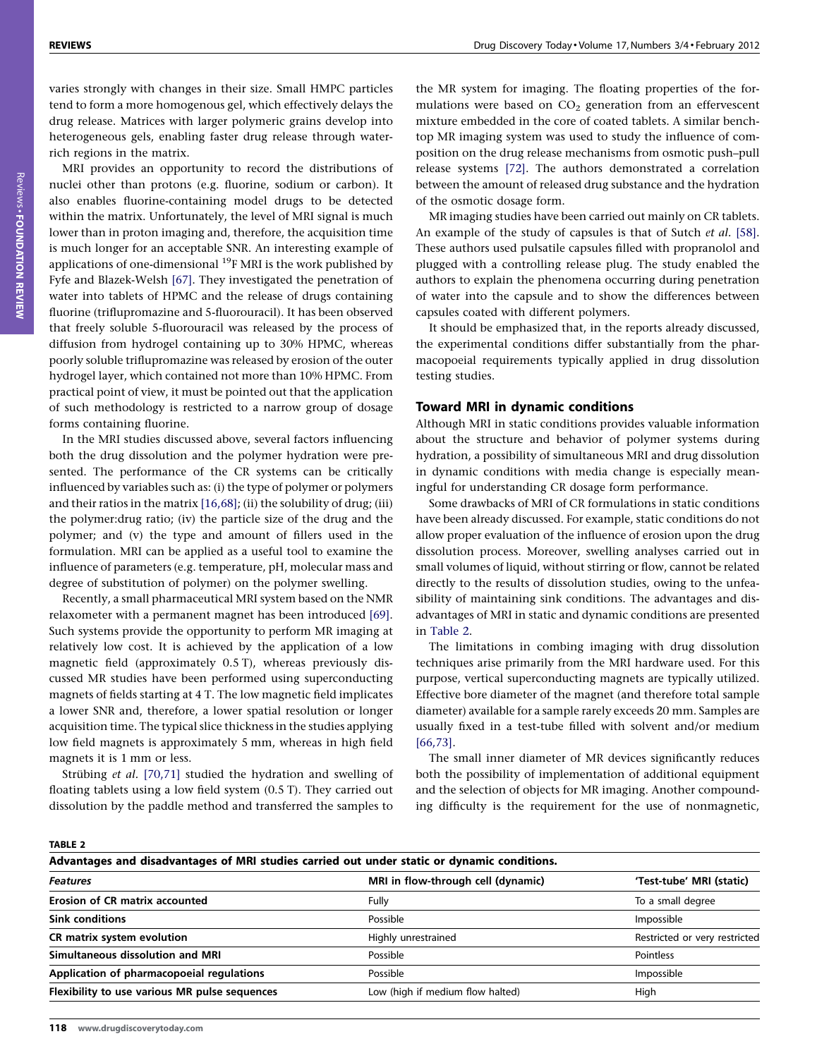varies strongly with changes in their size. Small HMPC particles tend to form a more homogenous gel, which effectively delays the drug release. Matrices with larger polymeric grains develop into heterogeneous gels, enabling faster drug release through water-rich regions in the matrix.

MRI provides an opportunity to record the distributions of nuclei other than protons (e.g. fluorine, sodium or carbon). It also enables fluorine-containing model drugs to be detected within the matrix. Unfortunately, the level of MRI signal is much lower than in proton imaging and, therefore, the acquisition time is much longer for an acceptable SNR. An interesting example of applications of one-dimensional $^{19}$F MRI is the work published by Fyfe and Blazek-Welsh [67]. They investigated the penetration of water into tablets of HPMC and the release of drugs containing fluorine (triflupromazine and 5-fluorouracil). It has been observed that freely soluble 5-fluorouracil was released by the process of diffusion from hydrogel containing up to 30% HPMC, whereas poorly soluble triflupromazine was released by erosion of the outer hydrogel layer, which contained not more than 10% HPMC. From practical point of view, it must be pointed out that the application of such methodology is restricted to a narrow group of dosage forms containing fluorine.

In the MRI studies discussed above, several factors influencing both the drug dissolution and the polymer hydration were presented. The performance of the CR systems can be critically influenced by variables such as: (i) the type of polymer or polymers and their ratios in the matrix [16,68]; (ii) the solubility of drug; (iii) the polymer:drug ratio; (iv) the particle size of the drug and the polymer; and (v) the type and amount of fillers used in the formulation. MRI can be applied as a useful tool to examine the influence of parameters (e.g. temperature, pH, molecular mass and degree of substitution of polymer) on the polymer swelling.

Recently, a small pharmaceutical MRI system based on the NMR relaxometer with a permanent magnet has been introduced [69]. Such systems provide the opportunity to perform MR imaging at relatively low cost. It is achieved by the application of a low magnetic field (approximately 0.5 T), whereas previously discussed MR studies have been performed using superconducting magnets of fields starting at 4 T. The low magnetic field implicates a lower SNR and, therefore, a lower spatial resolution or longer acquisition time. The typical slice thickness in the studies applying low field magnets is approximately 5 mm, whereas in high field magnets it is 1 mm or less.

Strübing *et al.* [70,71] studied the hydration and swelling of floating tablets using a low field system (0.5 T). They carried out dissolution by the paddle method and transferred the samples to the MR system for imaging. The floating properties of the formulations were based on $CO_2$ generation from an effervescent mixture embedded in the core of coated tablets. A similar bench-top MR imaging system was used to study the influence of composition on the drug release mechanisms from osmotic push–pull release systems [72]. The authors demonstrated a correlation between the amount of released drug substance and the hydration of the osmotic dosage form.

MR imaging studies have been carried out mainly on CR tablets. An example of the study of capsules is that of Sutch *et al.* [58]. These authors used pulsatile capsules filled with propranolol and plugged with a controlling release plug. The study enabled the authors to explain the phenomena occurring during penetration of water into the capsule and to show the differences between capsules coated with different polymers.

It should be emphasized that, in the reports already discussed, the experimental conditions differ substantially from the pharmacopoeial requirements typically applied in drug dissolution testing studies.

## Toward MRI in dynamic conditions

Although MRI in static conditions provides valuable information about the structure and behavior of polymer systems during hydration, a possibility of simultaneous MRI and drug dissolution in dynamic conditions with media change is especially meaningful for understanding CR dosage form performance.

Some drawbacks of MRI of CR formulations in static conditions have been already discussed. For example, static conditions do not allow proper evaluation of the influence of erosion upon the drug dissolution process. Moreover, swelling analyses carried out in small volumes of liquid, without stirring or flow, cannot be related directly to the results of dissolution studies, owing to the unfeasibility of maintaining sink conditions. The advantages and disadvantages of MRI in static and dynamic conditions are presented in Table 2.

The limitations in combing imaging with drug dissolution techniques arise primarily from the MRI hardware used. For this purpose, vertical superconducting magnets are typically utilized. Effective bore diameter of the magnet (and therefore total sample diameter) available for a sample rarely exceeds 20 mm. Samples are usually fixed in a test-tube filled with solvent and/or medium [66,73].

The small inner diameter of MR devices significantly reduces both the possibility of implementation of additional equipment and the selection of objects for MR imaging. Another compounding difficulty is the requirement for the use of nonmagnetic,

**TABLE 2**

**Advantages and disadvantages of MRI studies carried out under static or dynamic conditions.**

| *Features* | MRI in flow-through cell (dynamic) | 'Test-tube' MRI (static) |
|---|---|---|
| **Erosion of CR matrix accounted** | Fully | To a small degree |
| **Sink conditions** | Possible | Impossible |
| **CR matrix system evolution** | Highly unrestrained | Restricted or very restricted |
| **Simultaneous dissolution and MRI** | Possible | Pointless |
| **Application of pharmacopoeial regulations** | Possible | Impossible |
| **Flexibility to use various MR pulse sequences** | Low (high if medium flow halted) | High |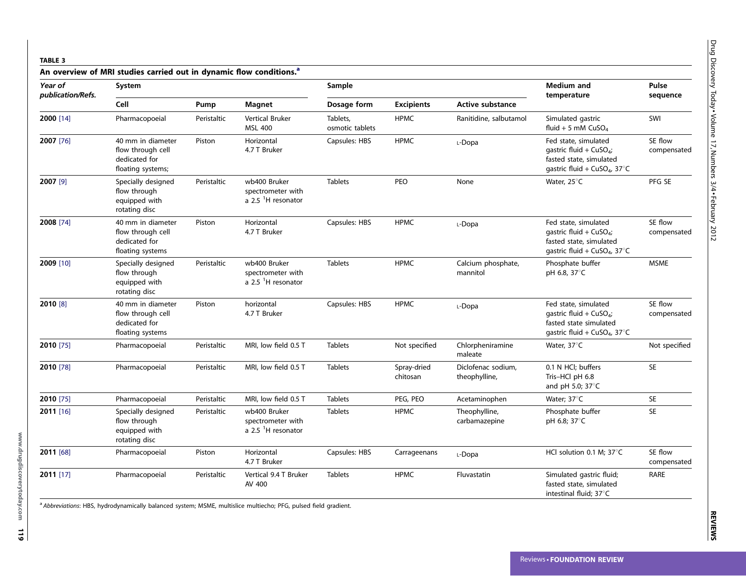**TABLE 3**

**An overview of MRI studies carried out in dynamic flow conditions.**[a]

| Year of publication/Refs. | System | | | Sample | | | Medium and temperature | Pulse sequence |
|---|---|---|---|---|---|---|---|---|
| | Cell | Pump | Magnet | Dosage form | Excipients | Active substance | | |
| **2000** [14] | Pharmacopoeial | Peristaltic | Vertical Bruker MSL 400 | Tablets, osmotic tablets | HPMC | Ranitidine, salbutamol | Simulated gastric fluid + 5 mM $CuSO_4$ | SWI |
| **2007** [76] | 40 mm in diameter flow through cell dedicated for floating systems; | Piston | Horizontal 4.7 T Bruker | Capsules: HBS | HPMC | L-Dopa | Fed state, simulated gastric fluid + $CuSO_4$; fasted state, simulated gastric fluid + $CuSO_4$, 37°C | SE flow compensated |
| **2007** [9] | Specially designed flow through equipped with rotating disc | Peristaltic | wb400 Bruker spectrometer with a 2.5 $^1H$ resonator | Tablets | PEO | None | Water, 25°C | PFG SE |
| **2008** [74] | 40 mm in diameter flow through cell dedicated for floating systems | Piston | Horizontal 4.7 T Bruker | Capsules: HBS | HPMC | L-Dopa | Fed state, simulated gastric fluid + $CuSO_4$; fasted state, simulated gastric fluid + $CuSO_4$, 37°C | SE flow compensated |
| **2009** [10] | Specially designed flow through equipped with rotating disc | Peristaltic | wb400 Bruker spectrometer with a 2.5 $^1H$ resonator | Tablets | HPMC | Calcium phosphate, mannitol | Phosphate buffer pH 6.8, 37°C | MSME |
| **2010** [8] | 40 mm in diameter flow through cell dedicated for floating systems | Piston | horizontal 4.7 T Bruker | Capsules: HBS | HPMC | L-Dopa | Fed state, simulated gastric fluid + $CuSO_4$; fasted state simulated gastric fluid + $CuSO_4$, 37°C | SE flow compensated |
| **2010** [75] | Pharmacopoeial | Peristaltic | MRI, low field 0.5 T | Tablets | Not specified | Chlorpheniramine maleate | Water, 37°C | Not specified |
| **2010** [78] | Pharmacopoeial | Peristaltic | MRI, low field 0.5 T | Tablets | Spray-dried chitosan | Diclofenac sodium, theophylline, | 0.1 N HCl; buffers Tris–HCl pH 6.8 and pH 5.0; 37°C | SE |
| **2010** [75] | Pharmacopoeial | Peristaltic | MRI, low field 0.5 T | Tablets | PEG, PEO | Acetaminophen | Water; 37°C | SE |
| **2011** [16] | Specially designed flow through equipped with rotating disc | Peristaltic | wb400 Bruker spectrometer with a 2.5 $^1H$ resonator | Tablets | HPMC | Theophylline, carbamazepine | Phosphate buffer pH 6.8; 37°C | SE |
| **2011** [68] | Pharmacopoeial | Piston | Horizontal 4.7 T Bruker | Capsules: HBS | Carrageenans | L-Dopa | HCl solution 0.1 M; 37°C | SE flow compensated |
| **2011** [17] | Pharmacopoeial | Peristaltic | Vertical 9.4 T Bruker AV 400 | Tablets | HPMC | Fluvastatin | Simulated gastric fluid; fasted state, simulated intestinal fluid; 37°C | RARE |

[a] *Abbreviations*: HBS, hydrodynamically balanced system; MSME, multislice multiecho; PFG, pulsed field gradient.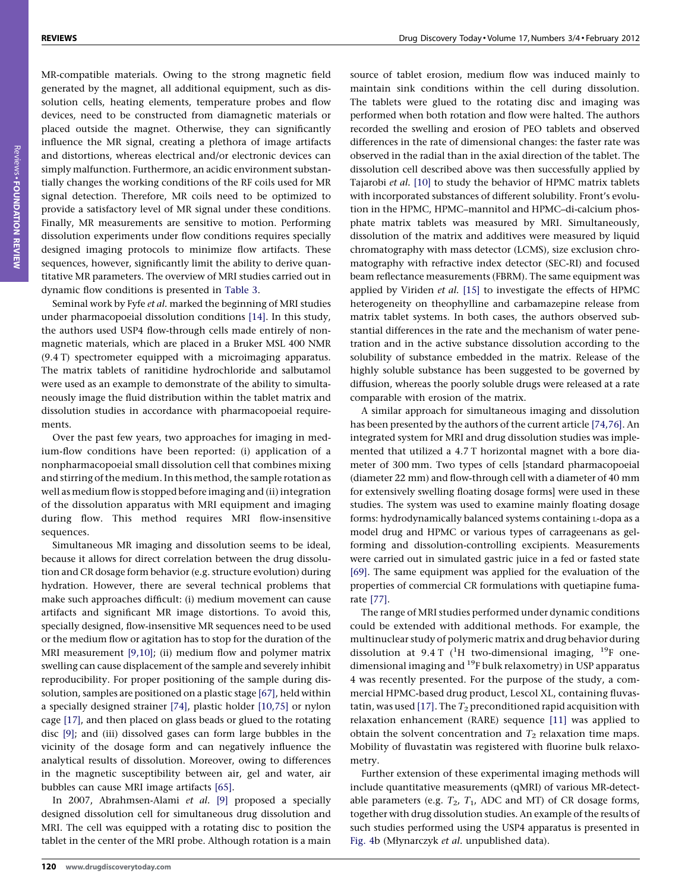MR-compatible materials. Owing to the strong magnetic field generated by the magnet, all additional equipment, such as dissolution cells, heating elements, temperature probes and flow devices, need to be constructed from diamagnetic materials or placed outside the magnet. Otherwise, they can significantly influence the MR signal, creating a plethora of image artifacts and distortions, whereas electrical and/or electronic devices can simply malfunction. Furthermore, an acidic environment substantially changes the working conditions of the RF coils used for MR signal detection. Therefore, MR coils need to be optimized to provide a satisfactory level of MR signal under these conditions. Finally, MR measurements are sensitive to motion. Performing dissolution experiments under flow conditions requires specially designed imaging protocols to minimize flow artifacts. These sequences, however, significantly limit the ability to derive quantitative MR parameters. The overview of MRI studies carried out in dynamic flow conditions is presented in Table 3.

Seminal work by Fyfe *et al.* marked the beginning of MRI studies under pharmacopoeial dissolution conditions [14]. In this study, the authors used USP4 flow-through cells made entirely of nonmagnetic materials, which are placed in a Bruker MSL 400 NMR (9.4 T) spectrometer equipped with a microimaging apparatus. The matrix tablets of ranitidine hydrochloride and salbutamol were used as an example to demonstrate of the ability to simultaneously image the fluid distribution within the tablet matrix and dissolution studies in accordance with pharmacopoeial requirements.

Over the past few years, two approaches for imaging in medium-flow conditions have been reported: (i) application of a nonpharmacopoeial small dissolution cell that combines mixing and stirring of the medium. In this method, the sample rotation as well as medium flow is stopped before imaging and (ii) integration of the dissolution apparatus with MRI equipment and imaging during flow. This method requires MRI flow-insensitive sequences.

Simultaneous MR imaging and dissolution seems to be ideal, because it allows for direct correlation between the drug dissolution and CR dosage form behavior (e.g. structure evolution) during hydration. However, there are several technical problems that make such approaches difficult: (i) medium movement can cause artifacts and significant MR image distortions. To avoid this, specially designed, flow-insensitive MR sequences need to be used or the medium flow or agitation has to stop for the duration of the MRI measurement [9,10]; (ii) medium flow and polymer matrix swelling can cause displacement of the sample and severely inhibit reproducibility. For proper positioning of the sample during dissolution, samples are positioned on a plastic stage [67], held within a specially designed strainer [74], plastic holder [10,75] or nylon cage [17], and then placed on glass beads or glued to the rotating disc [9]; and (iii) dissolved gases can form large bubbles in the vicinity of the dosage form and can negatively influence the analytical results of dissolution. Moreover, owing to differences in the magnetic susceptibility between air, gel and water, air bubbles can cause MRI image artifacts [65].

In 2007, Abrahmsen-Alami *et al.* [9] proposed a specially designed dissolution cell for simultaneous drug dissolution and MRI. The cell was equipped with a rotating disc to position the tablet in the center of the MRI probe. Although rotation is a main source of tablet erosion, medium flow was induced mainly to maintain sink conditions within the cell during dissolution. The tablets were glued to the rotating disc and imaging was performed when both rotation and flow were halted. The authors recorded the swelling and erosion of PEO tablets and observed differences in the rate of dimensional changes: the faster rate was observed in the radial than in the axial direction of the tablet. The dissolution cell described above was then successfully applied by Tajarobi *et al.* [10] to study the behavior of HPMC matrix tablets with incorporated substances of different solubility. Front's evolution in the HPMC, HPMC–mannitol and HPMC–di-calcium phosphate matrix tablets was measured by MRI. Simultaneously, dissolution of the matrix and additives were measured by liquid chromatography with mass detector (LCMS), size exclusion chromatography with refractive index detector (SEC-RI) and focused beam reflectance measurements (FBRM). The same equipment was applied by Viriden *et al.* [15] to investigate the effects of HPMC heterogeneity on theophylline and carbamazepine release from matrix tablet systems. In both cases, the authors observed substantial differences in the rate and the mechanism of water penetration and in the active substance dissolution according to the solubility of substance embedded in the matrix. Release of the highly soluble substance has been suggested to be governed by diffusion, whereas the poorly soluble drugs were released at a rate comparable with erosion of the matrix.

A similar approach for simultaneous imaging and dissolution has been presented by the authors of the current article [74,76]. An integrated system for MRI and drug dissolution studies was implemented that utilized a 4.7 T horizontal magnet with a bore diameter of 300 mm. Two types of cells [standard pharmacopoeial (diameter 22 mm) and flow-through cell with a diameter of 40 mm for extensively swelling floating dosage forms] were used in these studies. The system was used to examine mainly floating dosage forms: hydrodynamically balanced systems containing L-dopa as a model drug and HPMC or various types of carrageenans as gel-forming and dissolution-controlling excipients. Measurements were carried out in simulated gastric juice in a fed or fasted state [69]. The same equipment was applied for the evaluation of the properties of commercial CR formulations with quetiapine fumarate [77].

The range of MRI studies performed under dynamic conditions could be extended with additional methods. For example, the multinuclear study of polymeric matrix and drug behavior during dissolution at 9.4 T ($^{1}H$ two-dimensional imaging, $^{19}F$ one-dimensional imaging and $^{19}F$ bulk relaxometry) in USP apparatus 4 was recently presented. For the purpose of the study, a commercial HPMC-based drug product, Lescol XL, containing fluvastatin, was used [17]. The $T_2$ preconditioned rapid acquisition with relaxation enhancement (RARE) sequence [11] was applied to obtain the solvent concentration and $T_2$ relaxation time maps. Mobility of fluvastatin was registered with fluorine bulk relaxometry.

Further extension of these experimental imaging methods will include quantitative measurements (qMRI) of various MR-detectable parameters (e.g. $T_2$, $T_1$, ADC and MT) of CR dosage forms, together with drug dissolution studies. An example of the results of such studies performed using the USP4 apparatus is presented in Fig. 4b (Młynarczyk *et al.* unpublished data).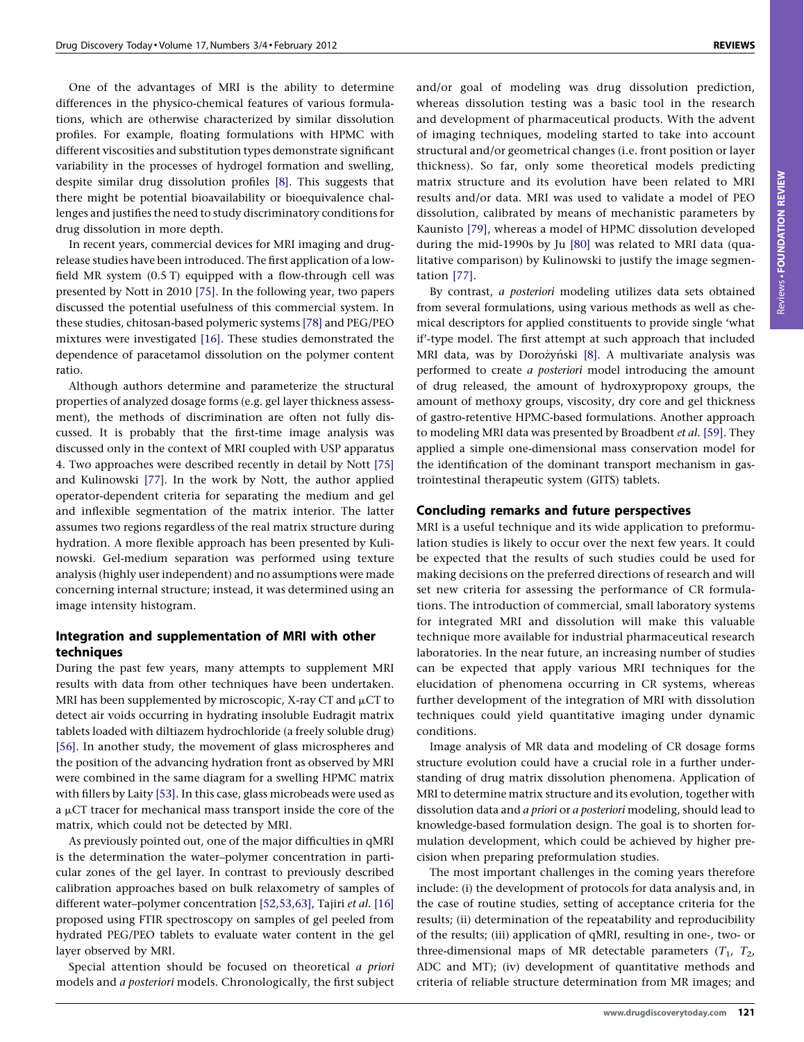One of the advantages of MRI is the ability to determine differences in the physico-chemical features of various formulations, which are otherwise characterized by similar dissolution profiles. For example, floating formulations with HPMC with different viscosities and substitution types demonstrate significant variability in the processes of hydrogel formation and swelling, despite similar drug dissolution profiles [8]. This suggests that there might be potential bioavailability or bioequivalence challenges and justifies the need to study discriminatory conditions for drug dissolution in more depth.

In recent years, commercial devices for MRI imaging and drug-release studies have been introduced. The first application of a low-field MR system (0.5 T) equipped with a flow-through cell was presented by Nott in 2010 [75]. In the following year, two papers discussed the potential usefulness of this commercial system. In these studies, chitosan-based polymeric systems [78] and PEG/PEO mixtures were investigated [16]. These studies demonstrated the dependence of paracetamol dissolution on the polymer content ratio.

Although authors determine and parameterize the structural properties of analyzed dosage forms (e.g. gel layer thickness assessment), the methods of discrimination are often not fully discussed. It is probably that the first-time image analysis was discussed only in the context of MRI coupled with USP apparatus 4. Two approaches were described recently in detail by Nott [75] and Kulinowski [77]. In the work by Nott, the author applied operator-dependent criteria for separating the medium and gel and inflexible segmentation of the matrix interior. The latter assumes two regions regardless of the real matrix structure during hydration. A more flexible approach has been presented by Kulinowski. Gel-medium separation was performed using texture analysis (highly user independent) and no assumptions were made concerning internal structure; instead, it was determined using an image intensity histogram.

## Integration and supplementation of MRI with other techniques

During the past few years, many attempts to supplement MRI results with data from other techniques have been undertaken. MRI has been supplemented by microscopic, X-ray CT and μCT to detect air voids occurring in hydrating insoluble Eudragit matrix tablets loaded with diltiazem hydrochloride (a freely soluble drug) [56]. In another study, the movement of glass microspheres and the position of the advancing hydration front as observed by MRI were combined in the same diagram for a swelling HPMC matrix with fillers by Laity [53]. In this case, glass microbeads were used as a μCT tracer for mechanical mass transport inside the core of the matrix, which could not be detected by MRI.

As previously pointed out, one of the major difficulties in qMRI is the determination the water–polymer concentration in particular zones of the gel layer. In contrast to previously described calibration approaches based on bulk relaxometry of samples of different water–polymer concentration [52,53,63], Tajiri *et al.* [16] proposed using FTIR spectroscopy on samples of gel peeled from hydrated PEG/PEO tablets to evaluate water content in the gel layer observed by MRI.

Special attention should be focused on theoretical *a priori* models and *a posteriori* models. Chronologically, the first subject and/or goal of modeling was drug dissolution prediction, whereas dissolution testing was a basic tool in the research and development of pharmaceutical products. With the advent of imaging techniques, modeling started to take into account structural and/or geometrical changes (i.e. front position or layer thickness). So far, only some theoretical models predicting matrix structure and its evolution have been related to MRI results and/or data. MRI was used to validate a model of PEO dissolution, calibrated by means of mechanistic parameters by Kaunisto [79], whereas a model of HPMC dissolution developed during the mid-1990s by Ju [80] was related to MRI data (qualitative comparison) by Kulinowski to justify the image segmentation [77].

By contrast, *a posteriori* modeling utilizes data sets obtained from several formulations, using various methods as well as chemical descriptors for applied constituents to provide single 'what if'-type model. The first attempt at such approach that included MRI data, was by Dorożyński [8]. A multivariate analysis was performed to create *a posteriori* model introducing the amount of drug released, the amount of hydroxypropoxy groups, the amount of methoxy groups, viscosity, dry core and gel thickness of gastro-retentive HPMC-based formulations. Another approach to modeling MRI data was presented by Broadbent *et al.* [59]. They applied a simple one-dimensional mass conservation model for the identification of the dominant transport mechanism in gastrointestinal therapeutic system (GITS) tablets.

## Concluding remarks and future perspectives

MRI is a useful technique and its wide application to preformulation studies is likely to occur over the next few years. It could be expected that the results of such studies could be used for making decisions on the preferred directions of research and will set new criteria for assessing the performance of CR formulations. The introduction of commercial, small laboratory systems for integrated MRI and dissolution will make this valuable technique more available for industrial pharmaceutical research laboratories. In the near future, an increasing number of studies can be expected that apply various MRI techniques for the elucidation of phenomena occurring in CR systems, whereas further development of the integration of MRI with dissolution techniques could yield quantitative imaging under dynamic conditions.

Image analysis of MR data and modeling of CR dosage forms structure evolution could have a crucial role in a further understanding of drug matrix dissolution phenomena. Application of MRI to determine matrix structure and its evolution, together with dissolution data and *a priori* or *a posteriori* modeling, should lead to knowledge-based formulation design. The goal is to shorten formulation development, which could be achieved by higher precision when preparing preformulation studies.

The most important challenges in the coming years therefore include: (i) the development of protocols for data analysis and, in the case of routine studies, setting of acceptance criteria for the results; (ii) determination of the repeatability and reproducibility of the results; (iii) application of qMRI, resulting in one-, two- or three-dimensional maps of MR detectable parameters ($T_1$, $T_2$, ADC and MT); (iv) development of quantitative methods and criteria of reliable structure determination from MR images; and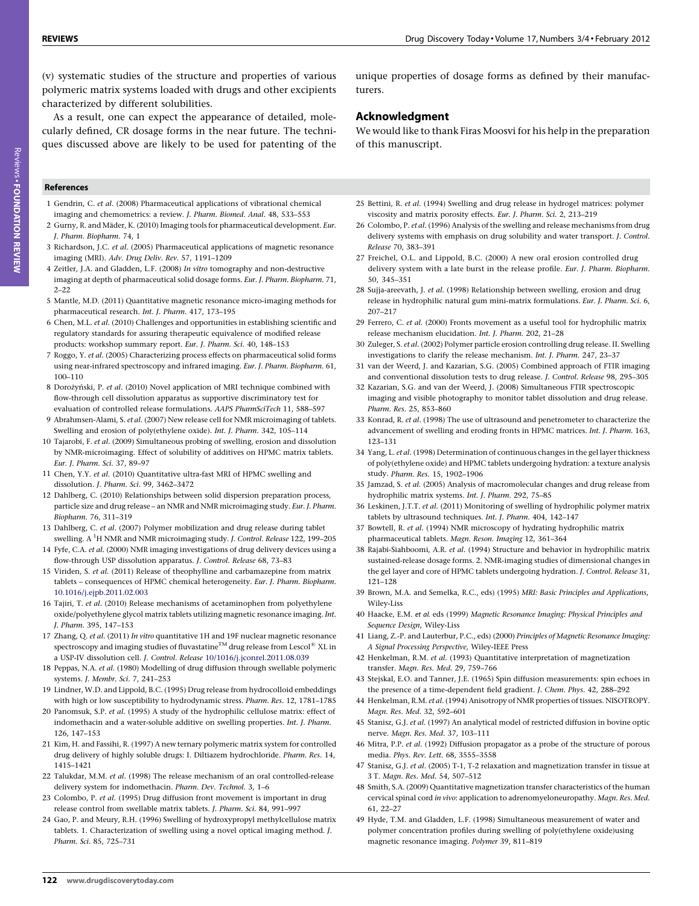(v) systematic studies of the structure and properties of various polymeric matrix systems loaded with drugs and other excipients characterized by different solubilities.

As a result, one can expect the appearance of detailed, molecularly defined, CR dosage forms in the near future. The techniques discussed above are likely to be used for patenting of the unique properties of dosage forms as defined by their manufacturers.

## Acknowledgment

We would like to thank Firas Moosvi for his help in the preparation of this manuscript.

## References

1 Gendrin, C. *et al.* (2008) Pharmaceutical applications of vibrational chemical imaging and chemometrics: a review. *J. Pharm. Biomed. Anal.* 48, 533–553

2 Gurny, R. and Mäder, K. (2010) Imaging tools for pharmaceutical development. *Eur. J. Pharm. Biopharm.* 74, 1

3 Richardson, J.C. *et al.* (2005) Pharmaceutical applications of magnetic resonance imaging (MRI). *Adv. Drug Deliv. Rev.* 57, 1191–1209

4 Zeitler, J.A. and Gladden, L.F. (2008) *In vitro* tomography and non-destructive imaging at depth of pharmaceutical solid dosage forms. *Eur. J. Pharm. Biopharm.* 71, 2–22

5 Mantle, M.D. (2011) Quantitative magnetic resonance micro-imaging methods for pharmaceutical research. *Int. J. Pharm.* 417, 173–195

6 Chen, M.L. *et al.* (2010) Challenges and opportunities in establishing scientific and regulatory standards for assuring therapeutic equivalence of modified release products: workshop summary report. *Eur. J. Pharm. Sci.* 40, 148–153

7 Roggo, Y. *et al.* (2005) Characterizing process effects on pharmaceutical solid forms using near-infrared spectroscopy and infrared imaging. *Eur. J. Pharm. Biopharm.* 61, 100–110

8 Dorożyński, P. *et al.* (2010) Novel application of MRI technique combined with flow-through cell dissolution apparatus as supportive discriminatory test for evaluation of controlled release formulations. *AAPS PharmSciTech* 11, 588–597

9 Abrahmsen-Alami, S. *et al.* (2007) New release cell for NMR microimaging of tablets. Swelling and erosion of poly(ethylene oxide). *Int. J. Pharm.* 342, 105–114

10 Tajarobi, F. *et al.* (2009) Simultaneous probing of swelling, erosion and dissolution by NMR-microimaging. Effect of solubility of additives on HPMC matrix tablets. *Eur. J. Pharm. Sci.* 37, 89–97

11 Chen, Y.Y. *et al.* (2010) Quantitative ultra-fast MRI of HPMC swelling and dissolution. *J. Pharm. Sci.* 99, 3462–3472

12 Dahlberg, C. (2010) Relationships between solid dispersion preparation process, particle size and drug release – an NMR and NMR microimaging study. *Eur. J. Pharm. Biopharm.* 76, 311–319

13 Dahlberg, C. *et al.* (2007) Polymer mobilization and drug release during tablet swelling. A $^{1}$H NMR and NMR microimaging study. *J. Control. Release* 122, 199–205

14 Fyfe, C.A. *et al.* (2000) NMR imaging investigations of drug delivery devices using a flow-through USP dissolution apparatus. *J. Control. Release* 68, 73–83

15 Viriden, S. *et al.* (2011) Release of theophylline and carbamazepine from matrix tablets – consequences of HPMC chemical heterogeneity. *Eur. J. Pharm. Biopharm.* 10.1016/j.ejpb.2011.02.003

16 Tajiri, T. *et al.* (2010) Release mechanisms of acetaminophen from polyethylene oxide/polyethylene glycol matrix tablets utilizing magnetic resonance imaging. *Int. J. Pharm.* 395, 147–153

17 Zhang, Q. *et al.* (2011) *In vitro* quantitative 1H and 19F nuclear magnetic resonance spectroscopy and imaging studies of fluvastatin™ drug release from Lescol® XL in a USP-IV dissolution cell. *J. Control. Release* 10/1016/j.jconrel.2011.08.039

18 Peppas, N.A. *et al.* (1980) Modelling of drug diffusion through swellable polymeric systems. *J. Membr. Sci.* 7, 241–253

19 Lindner, W.D. and Lippold, B.C. (1995) Drug release from hydrocolloid embeddings with high or low susceptibility to hydrodynamic stress. *Pharm. Res.* 12, 1781–1785

20 Panomsuk, S.P. *et al.* (1995) A study of the hydrophilic cellulose matrix: effect of indomethacin and a water-soluble additive on swelling properties. *Int. J. Pharm.* 126, 147–153

21 Kim, H. and Fassihi, R. (1997) A new ternary polymeric matrix system for controlled drug delivery of highly soluble drugs: I. Diltiazem hydrochloride. *Pharm. Res.* 14, 1415–1421

22 Talukdar, M.M. *et al.* (1998) The release mechanism of an oral controlled-release delivery system for indomethacin. *Pharm. Dev. Technol.* 3, 1–6

23 Colombo, P. *et al.* (1995) Drug diffusion front movement is important in drug release control from swellable matrix tablets. *J. Pharm. Sci.* 84, 991–997

24 Gao, P. and Meury, R.H. (1996) Swelling of hydroxypropyl methylcellulose matrix tablets. 1. Characterization of swelling using a novel optical imaging method. *J. Pharm. Sci.* 85, 725–731

25 Bettini, R. *et al.* (1994) Swelling and drug release in hydrogel matrices: polymer viscosity and matrix porosity effects. *Eur. J. Pharm. Sci.* 2, 213–219

26 Colombo, P. *et al.* (1996) Analysis of the swelling and release mechanisms from drug delivery systems with emphasis on drug solubility and water transport. *J. Control. Release* 70, 383–391

27 Freichel, O.L. and Lippold, B.C. (2000) A new oral erosion controlled drug delivery system with a late burst in the release profile. *Eur. J. Pharm. Biopharm.* 50, 345–351

28 Sujja-areevath, J. *et al.* (1998) Relationship between swelling, erosion and drug release in hydrophilic natural gum mini-matrix formulations. *Eur. J. Pharm. Sci.* 6, 207–217

29 Ferrero, C. *et al.* (2000) Fronts movement as a useful tool for hydrophilic matrix release mechanism elucidation. *Int. J. Pharm.* 202, 21–28

30 Zuleger, S. *et al.* (2002) Polymer particle erosion controlling drug release. II. Swelling investigations to clarify the release mechanism. *Int. J. Pharm.* 247, 23–37

31 van der Weerd, J. and Kazarian, S.G. (2005) Combined approach of FTIR imaging and conventional dissolution tests to drug release. *J. Control. Release* 98, 295–305

32 Kazarian, S.G. and van der Weerd, J. (2008) Simultaneous FTIR spectroscopic imaging and visible photography to monitor tablet dissolution and drug release. *Pharm. Res.* 25, 853–860

33 Konrad, R. *et al.* (1998) The use of ultrasound and penetrometer to characterize the advancement of swelling and eroding fronts in HPMC matrices. *Int. J. Pharm.* 163, 123–131

34 Yang, L. *et al.* (1998) Determination of continuous changes in the gel layer thickness of poly(ethylene oxide) and HPMC tablets undergoing hydration: a texture analysis study. *Pharm. Res.* 15, 1902–1906

35 Jamzad, S. *et al.* (2005) Analysis of macromolecular changes and drug release from hydrophilic matrix systems. *Int. J. Pharm.* 292, 75–85

36 Leskinen, J.T.T. *et al.* (2011) Monitoring of swelling of hydrophilic polymer matrix tablets by ultrasound techniques. *Int. J. Pharm.* 404, 142–147

37 Bowtell, R. *et al.* (1994) NMR microscopy of hydrating hydrophilic matrix pharmaceutical tablets. *Magn. Reson. Imaging* 12, 361–364

38 Rajabi-Siahboomi, A.R. *et al.* (1994) Structure and behavior in hydrophilic matrix sustained-release dosage forms. 2. NMR-imaging studies of dimensional changes in the gel layer and core of HPMC tablets undergoing hydration. *J. Control. Release* 31, 121–128

39 Brown, M.A. and Semelka, R.C., eds) (1995) *MRI: Basic Principles and Applications*, Wiley-Liss

40 Haacke, E.M. *et al.* eds (1999) *Magnetic Resonance Imaging: Physical Principles and Sequence Design*, Wiley-Liss

41 Liang, Z.-P. and Lauterbur, P.C., eds) (2000) *Principles of Magnetic Resonance Imaging: A Signal Processing Perspective*, Wiley-IEEE Press

42 Henkelman, R.M. *et al.* (1993) Quantitative interpretation of magnetization transfer. *Magn. Res. Med.* 29, 759–766

43 Stejskal, E.O. and Tanner, J.E. (1965) Spin diffusion measurements: spin echoes in the presence of a time-dependent field gradient. *J. Chem. Phys.* 42, 288–292

44 Henkelman, R.M. *et al.* (1994) Anisotropy of NMR properties of tissues. NISOTROPY. *Magn. Res. Med.* 32, 592–601

45 Stanisz, G.J. *et al.* (1997) An analytical model of restricted diffusion in bovine optic nerve. *Magn. Res. Med.* 37, 103–111

46 Mitra, P.P. *et al.* (1992) Diffusion propagator as a probe of the structure of porous media. *Phys. Rev. Lett.* 68, 3555–3558

47 Stanisz, G.J. *et al.* (2005) T-1, T-2 relaxation and magnetization transfer in tissue at 3 T. *Magn. Res. Med.* 54, 507–512

48 Smith, S.A. (2009) Quantitative magnetization transfer characteristics of the human cervical spinal cord *in vivo*: application to adrenomyeloneuropathy. *Magn. Res. Med.* 61, 22–27

49 Hyde, T.M. and Gladden, L.F. (1998) Simultaneous measurement of water and polymer concentration profiles during swelling of poly(ethylene oxide)using magnetic resonance imaging. *Polymer* 39, 811–819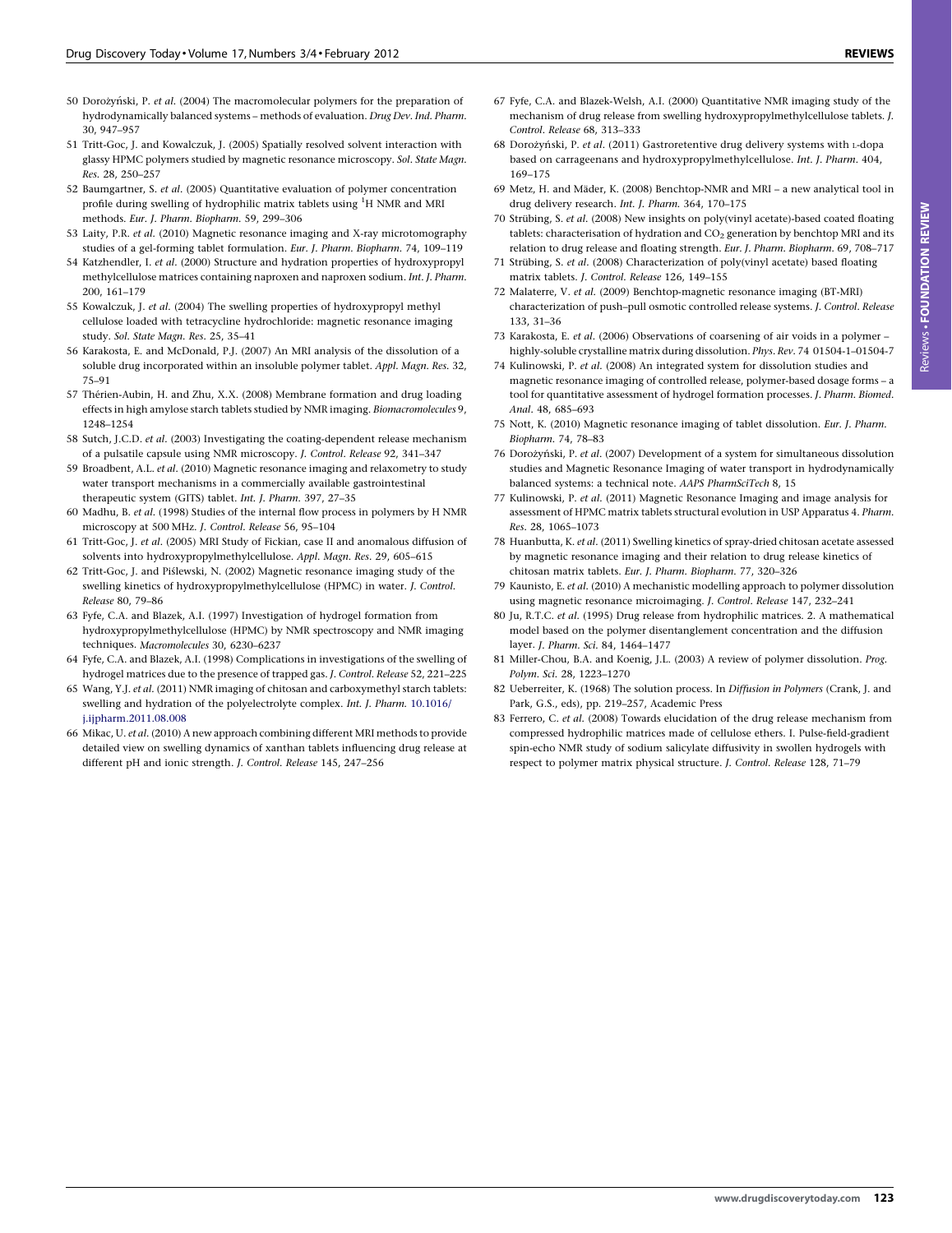50 Dorożyński, P. *et al.* (2004) The macromolecular polymers for the preparation of hydrodynamically balanced systems – methods of evaluation. *Drug Dev. Ind. Pharm.* 30, 947–957

51 Tritt-Goc, J. and Kowalczuk, J. (2005) Spatially resolved solvent interaction with glassy HPMC polymers studied by magnetic resonance microscopy. *Sol. State Magn. Res.* 28, 250–257

52 Baumgartner, S. *et al.* (2005) Quantitative evaluation of polymer concentration profile during swelling of hydrophilic matrix tablets using $^{1}$H NMR and MRI methods. *Eur. J. Pharm. Biopharm.* 59, 299–306

53 Laity, P.R. *et al.* (2010) Magnetic resonance imaging and X-ray microtomography studies of a gel-forming tablet formulation. *Eur. J. Pharm. Biopharm.* 74, 109–119

54 Katzhendler, I. *et al.* (2000) Structure and hydration properties of hydroxypropyl methylcellulose matrices containing naproxen and naproxen sodium. *Int. J. Pharm.* 200, 161–179

55 Kowalczuk, J. *et al.* (2004) The swelling properties of hydroxypropyl methyl cellulose loaded with tetracycline hydrochloride: magnetic resonance imaging study. *Sol. State Magn. Res.* 25, 35–41

56 Karakosta, E. and McDonald, P.J. (2007) An MRI analysis of the dissolution of a soluble drug incorporated within an insoluble polymer tablet. *Appl. Magn. Res.* 32, 75–91

57 Thérien-Aubin, H. and Zhu, X.X. (2008) Membrane formation and drug loading effects in high amylose starch tablets studied by NMR imaging. *Biomacromolecules* 9, 1248–1254

58 Sutch, J.C.D. *et al.* (2003) Investigating the coating-dependent release mechanism of a pulsatile capsule using NMR microscopy. *J. Control. Release* 92, 341–347

59 Broadbent, A.L. *et al.* (2010) Magnetic resonance imaging and relaxometry to study water transport mechanisms in a commercially available gastrointestinal therapeutic system (GITS) tablet. *Int. J. Pharm.* 397, 27–35

60 Madhu, B. *et al.* (1998) Studies of the internal flow process in polymers by H NMR microscopy at 500 MHz. *J. Control. Release* 56, 95–104

61 Tritt-Goc, J. *et al.* (2005) MRI Study of Fickian, case II and anomalous diffusion of solvents into hydroxypropylmethylcellulose. *Appl. Magn. Res.* 29, 605–615

62 Tritt-Goc, J. and Piślewski, N. (2002) Magnetic resonance imaging study of the swelling kinetics of hydroxypropylmethylcellulose (HPMC) in water. *J. Control. Release* 80, 79–86

63 Fyfe, C.A. and Blazek, A.I. (1997) Investigation of hydrogel formation from hydroxypropylmethylcellulose (HPMC) by NMR spectroscopy and NMR imaging techniques. *Macromolecules* 30, 6230–6237

64 Fyfe, C.A. and Blazek, A.I. (1998) Complications in investigations of the swelling of hydrogel matrices due to the presence of trapped gas. *J. Control. Release* 52, 221–225

65 Wang, Y.J. *et al.* (2011) NMR imaging of chitosan and carboxymethyl starch tablets: swelling and hydration of the polyelectrolyte complex. *Int. J. Pharm.* 10.1016/j.ijpharm.2011.08.008

66 Mikac, U. *et al.* (2010) A new approach combining different MRI methods to provide detailed view on swelling dynamics of xanthan tablets influencing drug release at different pH and ionic strength. *J. Control. Release* 145, 247–256

67 Fyfe, C.A. and Blazek-Welsh, A.I. (2000) Quantitative NMR imaging study of the mechanism of drug release from swelling hydroxypropylmethylcellulose tablets. *J. Control. Release* 68, 313–333

68 Dorożyński, P. *et al.* (2011) Gastroretentive drug delivery systems with L-dopa based on carrageenans and hydroxypropylmethylcellulose. *Int. J. Pharm.* 404, 169–175

69 Metz, H. and Mäder, K. (2008) Benchtop-NMR and MRI – a new analytical tool in drug delivery research. *Int. J. Pharm.* 364, 170–175

70 Strübing, S. *et al.* (2008) New insights on poly(vinyl acetate)-based coated floating tablets: characterisation of hydration and $CO_2$ generation by benchtop MRI and its relation to drug release and floating strength. *Eur. J. Pharm. Biopharm.* 69, 708–717

71 Strübing, S. *et al.* (2008) Characterization of poly(vinyl acetate) based floating matrix tablets. *J. Control. Release* 126, 149–155

72 Malaterre, V. *et al.* (2009) Benchtop-magnetic resonance imaging (BT-MRI) characterization of push–pull osmotic controlled release systems. *J. Control. Release* 133, 31–36

73 Karakosta, E. *et al.* (2006) Observations of coarsening of air voids in a polymer – highly-soluble crystalline matrix during dissolution. *Phys. Rev.* 74 01504-1–01504-7

74 Kulinowski, P. *et al.* (2008) An integrated system for dissolution studies and magnetic resonance imaging of controlled release, polymer-based dosage forms – a tool for quantitative assessment of hydrogel formation processes. *J. Pharm. Biomed. Anal.* 48, 685–693

75 Nott, K. (2010) Magnetic resonance imaging of tablet dissolution. *Eur. J. Pharm. Biopharm.* 74, 78–83

76 Dorożyński, P. *et al.* (2007) Development of a system for simultaneous dissolution studies and Magnetic Resonance Imaging of water transport in hydrodynamically balanced systems: a technical note. *AAPS PharmSciTech* 8, 15

77 Kulinowski, P. *et al.* (2011) Magnetic Resonance Imaging and image analysis for assessment of HPMC matrix tablets structural evolution in USP Apparatus 4. *Pharm. Res.* 28, 1065–1073

78 Huanbutta, K. *et al.* (2011) Swelling kinetics of spray-dried chitosan acetate assessed by magnetic resonance imaging and their relation to drug release kinetics of chitosan matrix tablets. *Eur. J. Pharm. Biopharm.* 77, 320–326

79 Kaunisto, E. *et al.* (2010) A mechanistic modelling approach to polymer dissolution using magnetic resonance microimaging. *J. Control. Release* 147, 232–241

80 Ju, R.T.C. *et al.* (1995) Drug release from hydrophilic matrices. 2. A mathematical model based on the polymer disentanglement concentration and the diffusion layer. *J. Pharm. Sci.* 84, 1464–1477

81 Miller-Chou, B.A. and Koenig, J.L. (2003) A review of polymer dissolution. *Prog. Polym. Sci.* 28, 1223–1270

82 Ueberreiter, K. (1968) The solution process. In *Diffusion in Polymers* (Crank, J. and Park, G.S., eds), pp. 219–257, Academic Press

83 Ferrero, C. *et al.* (2008) Towards elucidation of the drug release mechanism from compressed hydrophilic matrices made of cellulose ethers. I. Pulse-field-gradient spin-echo NMR study of sodium salicylate diffusivity in swollen hydrogels with respect to polymer matrix physical structure. *J. Control. Release* 128, 71–79